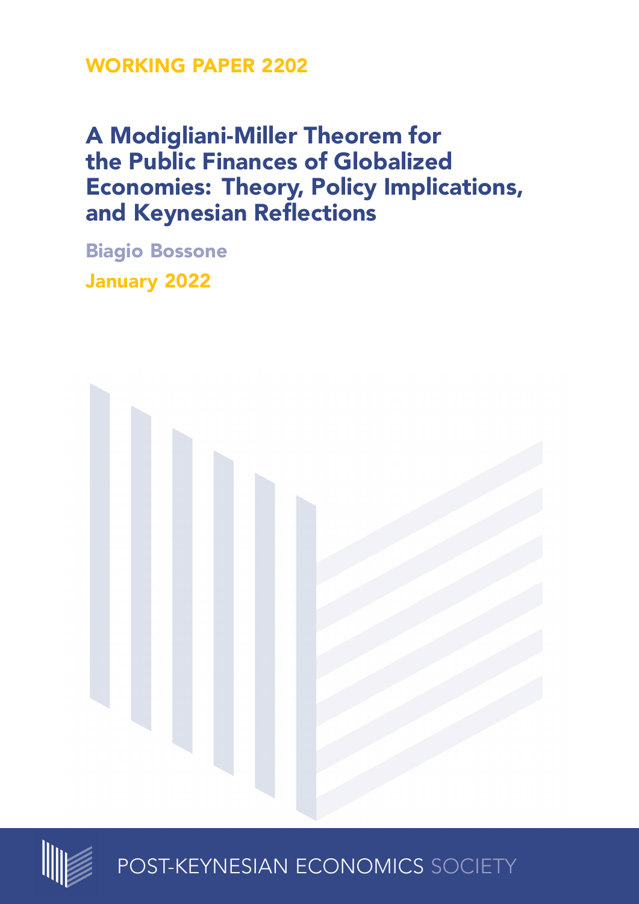WORKING PAPER 2202

# A Modigliani-Miller Theorem for the Public Finances of Globalized Economies: Theory, Policy Implications, and Keynesian Reflections

Biagio Bossone

January 2022

POST-KEYNESIAN ECONOMICS SOCIETY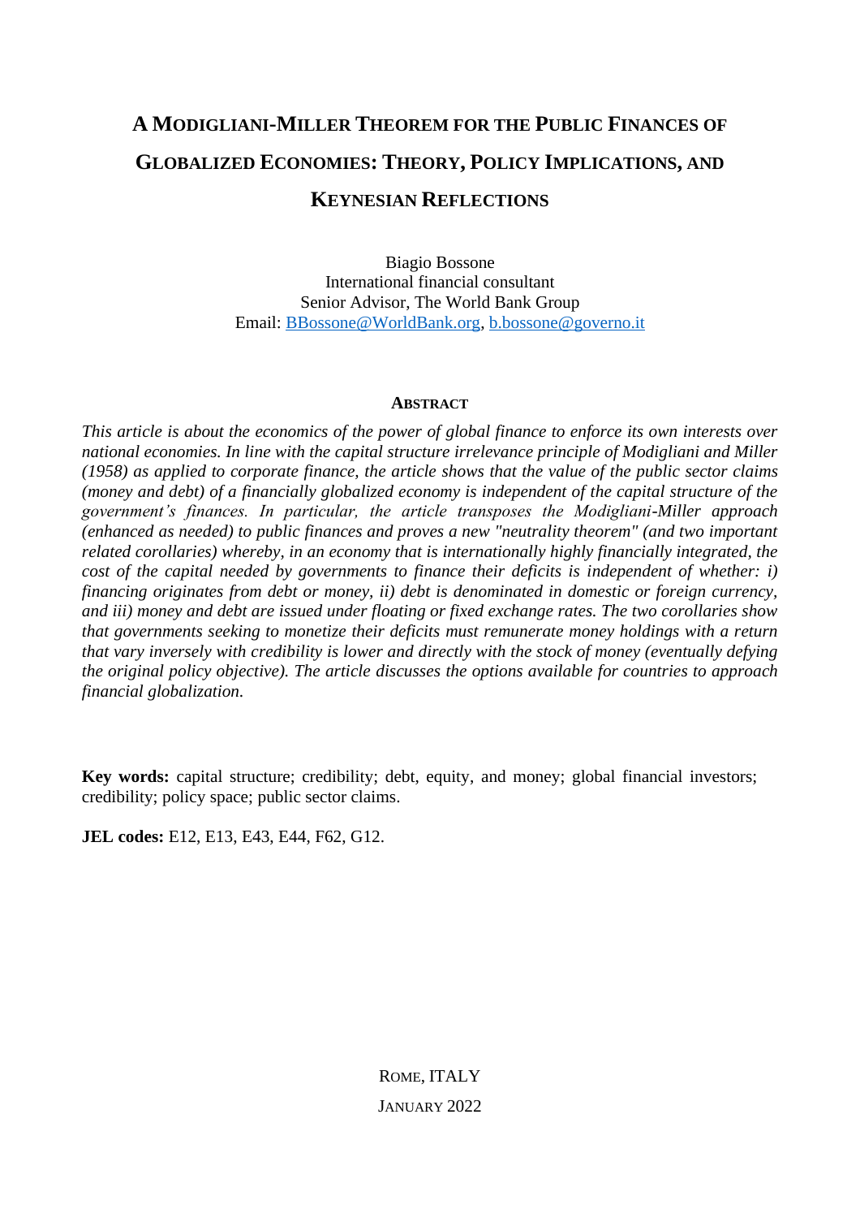# A Modigliani-Miller Theorem for the Public Finances of Globalized Economies: Theory, Policy Implications, and Keynesian Reflections

Biagio Bossone
International financial consultant
Senior Advisor, The World Bank Group
Email: BBossone@WorldBank.org, b.bossone@governo.it

#### Abstract

*This article is about the economics of the power of global finance to enforce its own interests over national economies. In line with the capital structure irrelevance principle of Modigliani and Miller (1958) as applied to corporate finance, the article shows that the value of the public sector claims (money and debt) of a financially globalized economy is independent of the capital structure of the government's finances. In particular, the article transposes the Modigliani-Miller approach (enhanced as needed) to public finances and proves a new "neutrality theorem" (and two important related corollaries) whereby, in an economy that is internationally highly financially integrated, the cost of the capital needed by governments to finance their deficits is independent of whether: i) financing originates from debt or money, ii) debt is denominated in domestic or foreign currency, and iii) money and debt are issued under floating or fixed exchange rates. The two corollaries show that governments seeking to monetize their deficits must remunerate money holdings with a return that vary inversely with credibility is lower and directly with the stock of money (eventually defying the original policy objective). The article discusses the options available for countries to approach financial globalization.*

**Key words:** capital structure; credibility; debt, equity, and money; global financial investors; credibility; policy space; public sector claims.

**JEL codes:** E12, E13, E43, E44, F62, G12.

Rome, Italy
January 2022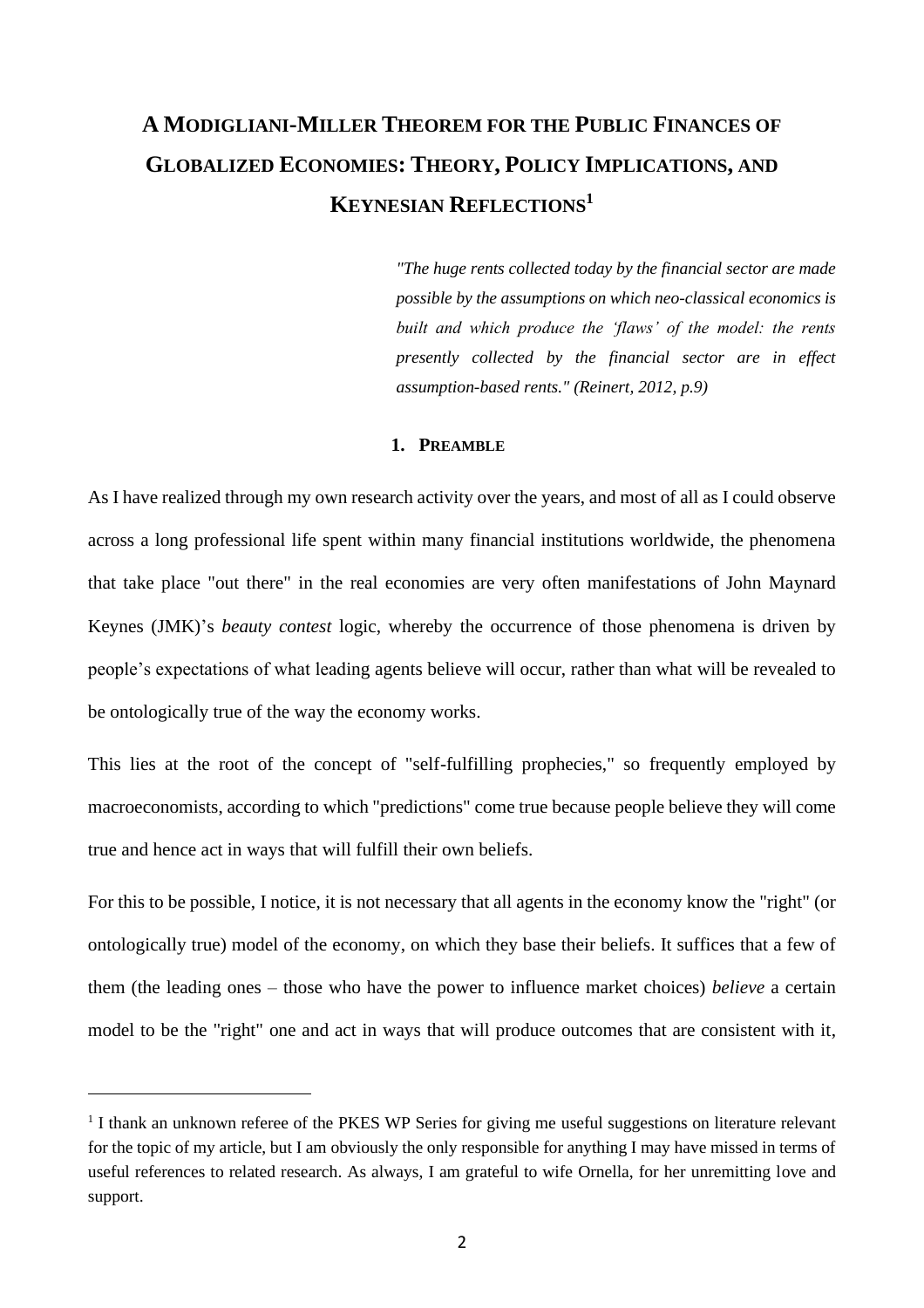# A Modigliani-Miller Theorem for the Public Finances of Globalized Economies: Theory, Policy Implications, and Keynesian Reflections[1]

> *"The huge rents collected today by the financial sector are made possible by the assumptions on which neo-classical economics is built and which produce the 'flaws' of the model: the rents presently collected by the financial sector are in effect assumption-based rents." (Reinert, 2012, p.9)*

## 1. Preamble

As I have realized through my own research activity over the years, and most of all as I could observe across a long professional life spent within many financial institutions worldwide, the phenomena that take place "out there" in the real economies are very often manifestations of John Maynard Keynes (JMK)'s *beauty contest* logic, whereby the occurrence of those phenomena is driven by people's expectations of what leading agents believe will occur, rather than what will be revealed to be ontologically true of the way the economy works.

This lies at the root of the concept of "self-fulfilling prophecies," so frequently employed by macroeconomists, according to which "predictions" come true because people believe they will come true and hence act in ways that will fulfill their own beliefs.

For this to be possible, I notice, it is not necessary that all agents in the economy know the "right" (or ontologically true) model of the economy, on which they base their beliefs. It suffices that a few of them (the leading ones – those who have the power to influence market choices) *believe* a certain model to be the "right" one and act in ways that will produce outcomes that are consistent with it,

---

[1] I thank an unknown referee of the PKES WP Series for giving me useful suggestions on literature relevant for the topic of my article, but I am obviously the only responsible for anything I may have missed in terms of useful references to related research. As always, I am grateful to wife Ornella, for her unremitting love and support.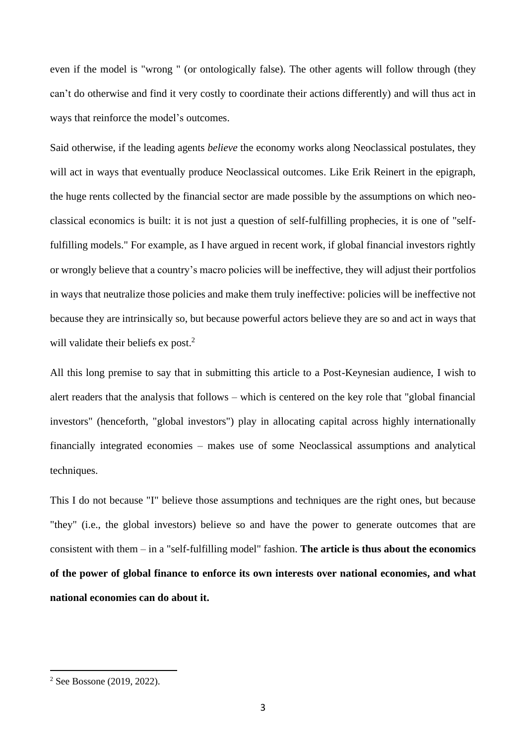even if the model is "wrong " (or ontologically false). The other agents will follow through (they can't do otherwise and find it very costly to coordinate their actions differently) and will thus act in ways that reinforce the model's outcomes.

Said otherwise, if the leading agents *believe* the economy works along Neoclassical postulates, they will act in ways that eventually produce Neoclassical outcomes. Like Erik Reinert in the epigraph, the huge rents collected by the financial sector are made possible by the assumptions on which neo-classical economics is built: it is not just a question of self-fulfilling prophecies, it is one of "self-fulfilling models." For example, as I have argued in recent work, if global financial investors rightly or wrongly believe that a country's macro policies will be ineffective, they will adjust their portfolios in ways that neutralize those policies and make them truly ineffective: policies will be ineffective not because they are intrinsically so, but because powerful actors believe they are so and act in ways that will validate their beliefs ex post.[2]

All this long premise to say that in submitting this article to a Post-Keynesian audience, I wish to alert readers that the analysis that follows – which is centered on the key role that "global financial investors" (henceforth, "global investors") play in allocating capital across highly internationally financially integrated economies – makes use of some Neoclassical assumptions and analytical techniques.

This I do not because "I" believe those assumptions and techniques are the right ones, but because "they" (i.e., the global investors) believe so and have the power to generate outcomes that are consistent with them – in a "self-fulfilling model" fashion. **The article is thus about the economics of the power of global finance to enforce its own interests over national economies, and what national economies can do about it.**

[2] See Bossone (2019, 2022).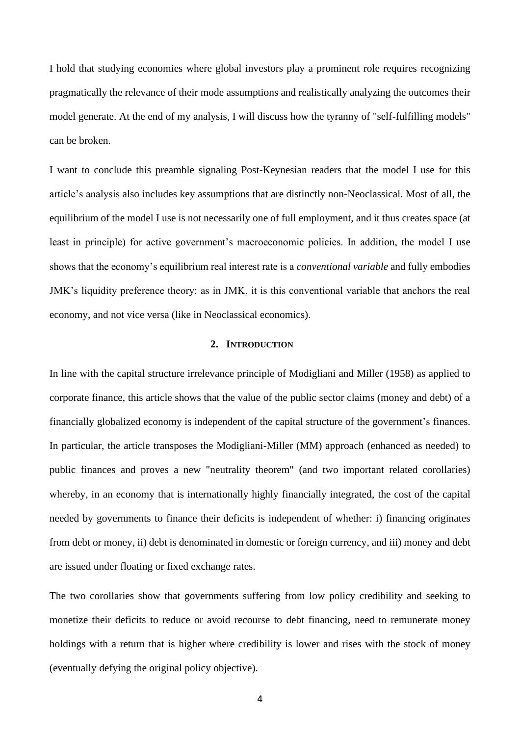I hold that studying economies where global investors play a prominent role requires recognizing pragmatically the relevance of their mode assumptions and realistically analyzing the outcomes their model generate. At the end of my analysis, I will discuss how the tyranny of "self-fulfilling models" can be broken.

I want to conclude this preamble signaling Post-Keynesian readers that the model I use for this article's analysis also includes key assumptions that are distinctly non-Neoclassical. Most of all, the equilibrium of the model I use is not necessarily one of full employment, and it thus creates space (at least in principle) for active government's macroeconomic policies. In addition, the model I use shows that the economy's equilibrium real interest rate is a *conventional variable* and fully embodies JMK's liquidity preference theory: as in JMK, it is this conventional variable that anchors the real economy, and not vice versa (like in Neoclassical economics).

## 2. Introduction

In line with the capital structure irrelevance principle of Modigliani and Miller (1958) as applied to corporate finance, this article shows that the value of the public sector claims (money and debt) of a financially globalized economy is independent of the capital structure of the government's finances. In particular, the article transposes the Modigliani-Miller (MM) approach (enhanced as needed) to public finances and proves a new "neutrality theorem" (and two important related corollaries) whereby, in an economy that is internationally highly financially integrated, the cost of the capital needed by governments to finance their deficits is independent of whether: i) financing originates from debt or money, ii) debt is denominated in domestic or foreign currency, and iii) money and debt are issued under floating or fixed exchange rates.

The two corollaries show that governments suffering from low policy credibility and seeking to monetize their deficits to reduce or avoid recourse to debt financing, need to remunerate money holdings with a return that is higher where credibility is lower and rises with the stock of money (eventually defying the original policy objective).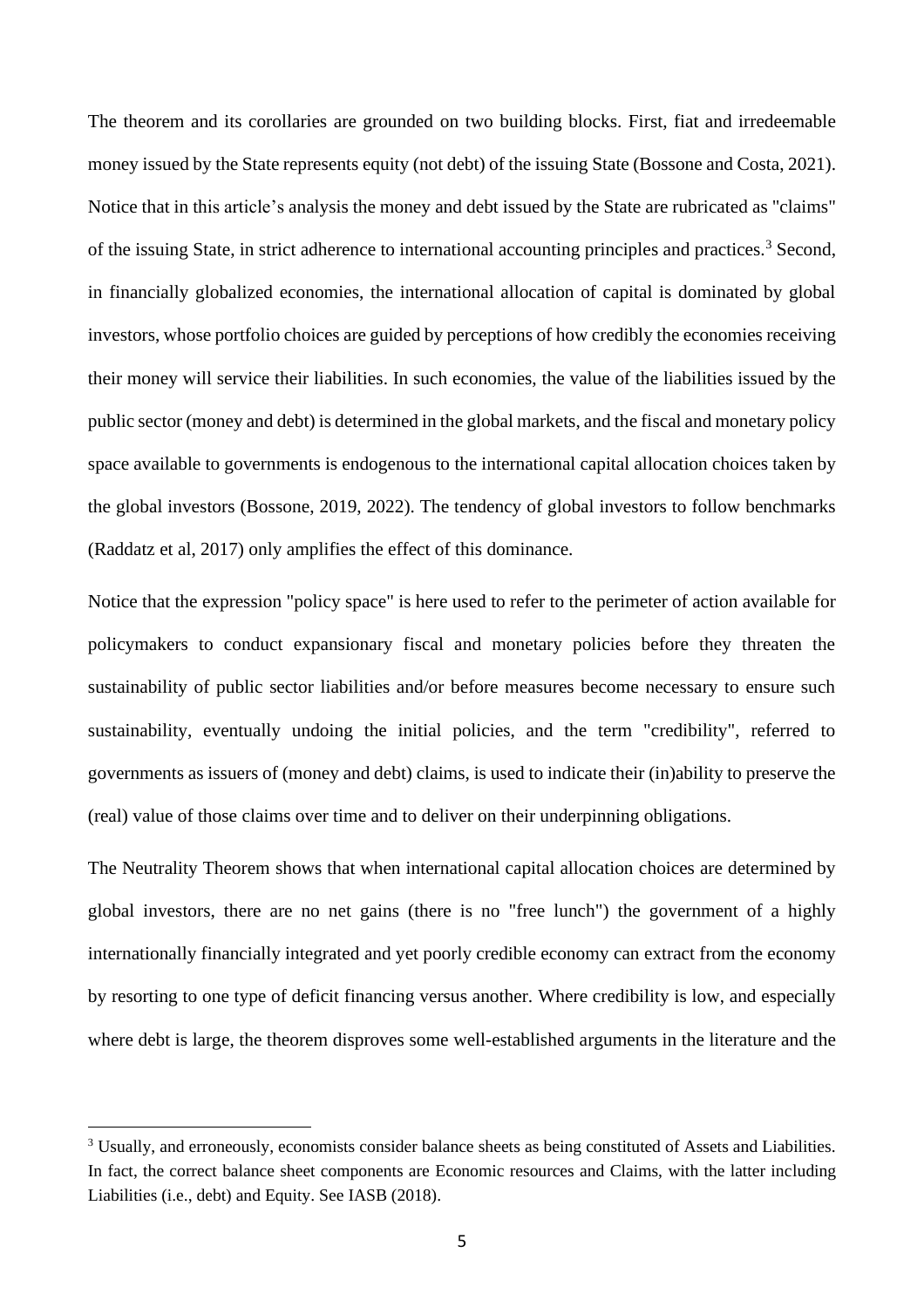The theorem and its corollaries are grounded on two building blocks. First, fiat and irredeemable money issued by the State represents equity (not debt) of the issuing State (Bossone and Costa, 2021). Notice that in this article's analysis the money and debt issued by the State are rubricated as "claims" of the issuing State, in strict adherence to international accounting principles and practices.[3] Second, in financially globalized economies, the international allocation of capital is dominated by global investors, whose portfolio choices are guided by perceptions of how credibly the economies receiving their money will service their liabilities. In such economies, the value of the liabilities issued by the public sector (money and debt) is determined in the global markets, and the fiscal and monetary policy space available to governments is endogenous to the international capital allocation choices taken by the global investors (Bossone, 2019, 2022). The tendency of global investors to follow benchmarks (Raddatz et al, 2017) only amplifies the effect of this dominance.

Notice that the expression "policy space" is here used to refer to the perimeter of action available for policymakers to conduct expansionary fiscal and monetary policies before they threaten the sustainability of public sector liabilities and/or before measures become necessary to ensure such sustainability, eventually undoing the initial policies, and the term "credibility", referred to governments as issuers of (money and debt) claims, is used to indicate their (in)ability to preserve the (real) value of those claims over time and to deliver on their underpinning obligations.

The Neutrality Theorem shows that when international capital allocation choices are determined by global investors, there are no net gains (there is no "free lunch") the government of a highly internationally financially integrated and yet poorly credible economy can extract from the economy by resorting to one type of deficit financing versus another. Where credibility is low, and especially where debt is large, the theorem disproves some well-established arguments in the literature and the

---

[3] Usually, and erroneously, economists consider balance sheets as being constituted of Assets and Liabilities. In fact, the correct balance sheet components are Economic resources and Claims, with the latter including Liabilities (i.e., debt) and Equity. See IASB (2018).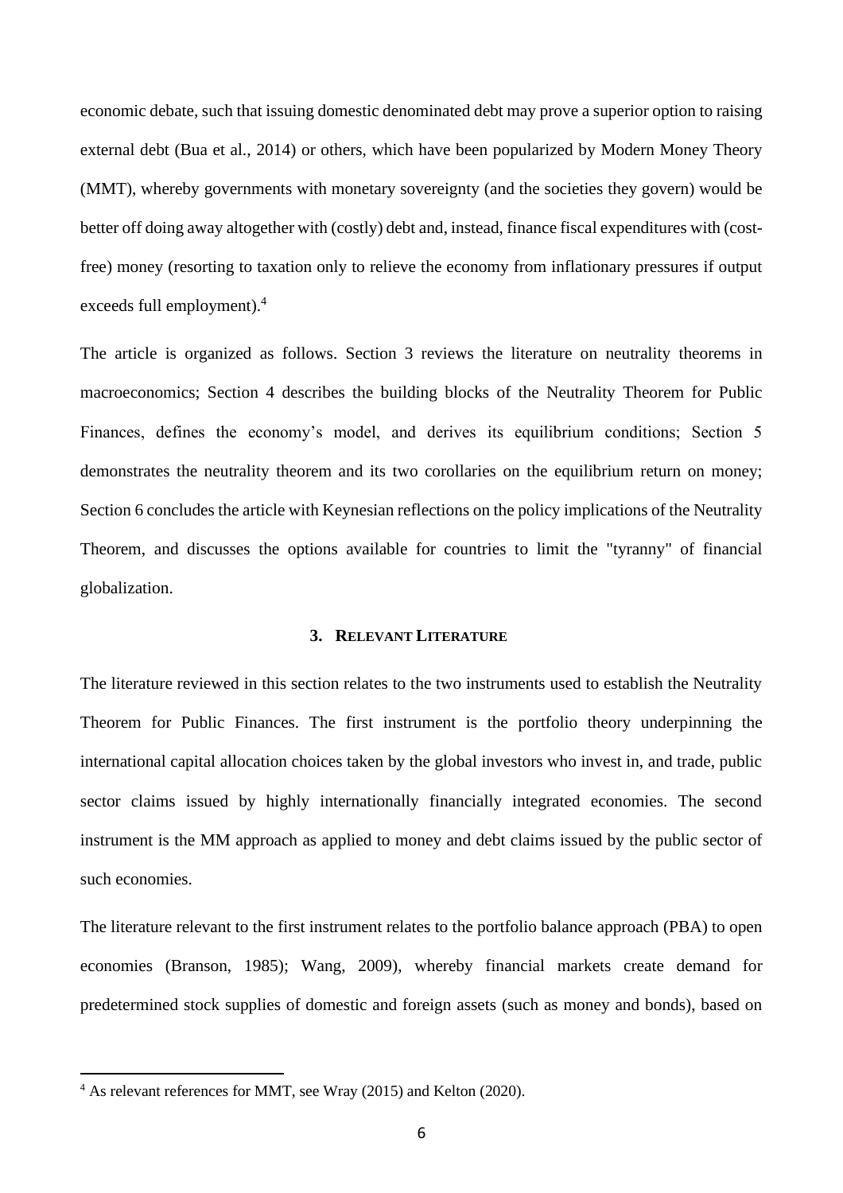economic debate, such that issuing domestic denominated debt may prove a superior option to raising external debt (Bua et al., 2014) or others, which have been popularized by Modern Money Theory (MMT), whereby governments with monetary sovereignty (and the societies they govern) would be better off doing away altogether with (costly) debt and, instead, finance fiscal expenditures with (cost-free) money (resorting to taxation only to relieve the economy from inflationary pressures if output exceeds full employment).[4]

The article is organized as follows. Section 3 reviews the literature on neutrality theorems in macroeconomics; Section 4 describes the building blocks of the Neutrality Theorem for Public Finances, defines the economy's model, and derives its equilibrium conditions; Section 5 demonstrates the neutrality theorem and its two corollaries on the equilibrium return on money; Section 6 concludes the article with Keynesian reflections on the policy implications of the Neutrality Theorem, and discusses the options available for countries to limit the "tyranny" of financial globalization.

## 3. RELEVANT LITERATURE

The literature reviewed in this section relates to the two instruments used to establish the Neutrality Theorem for Public Finances. The first instrument is the portfolio theory underpinning the international capital allocation choices taken by the global investors who invest in, and trade, public sector claims issued by highly internationally financially integrated economies. The second instrument is the MM approach as applied to money and debt claims issued by the public sector of such economies.

The literature relevant to the first instrument relates to the portfolio balance approach (PBA) to open economies (Branson, 1985); Wang, 2009), whereby financial markets create demand for predetermined stock supplies of domestic and foreign assets (such as money and bonds), based on

[4] As relevant references for MMT, see Wray (2015) and Kelton (2020).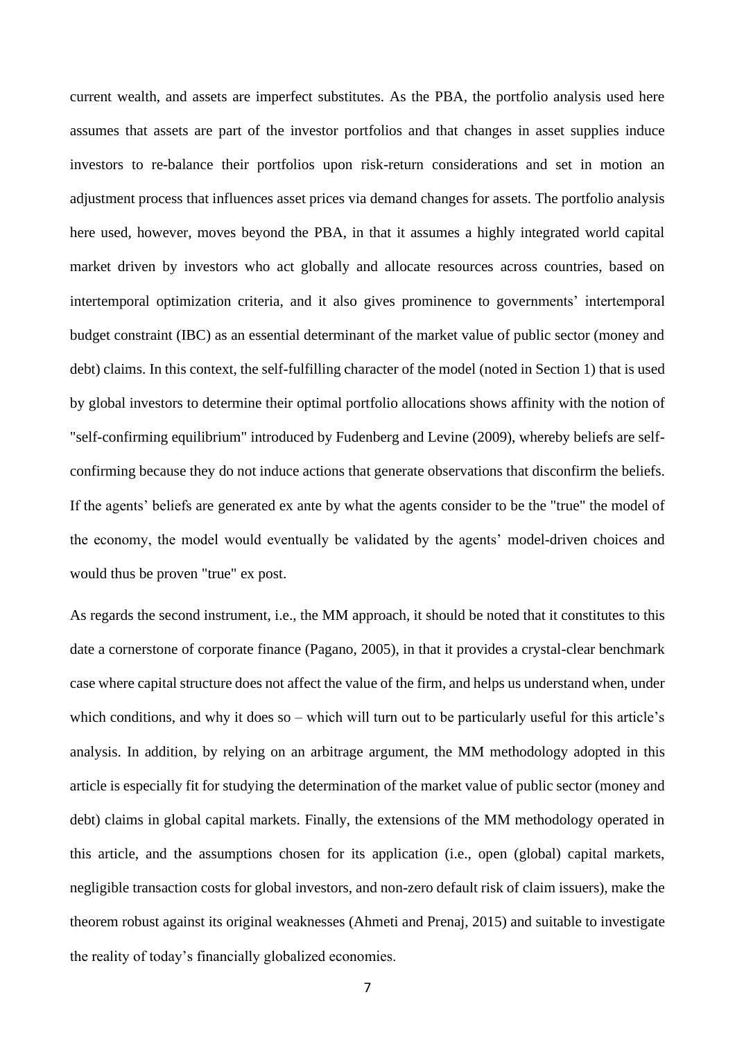current wealth, and assets are imperfect substitutes. As the PBA, the portfolio analysis used here assumes that assets are part of the investor portfolios and that changes in asset supplies induce investors to re-balance their portfolios upon risk-return considerations and set in motion an adjustment process that influences asset prices via demand changes for assets. The portfolio analysis here used, however, moves beyond the PBA, in that it assumes a highly integrated world capital market driven by investors who act globally and allocate resources across countries, based on intertemporal optimization criteria, and it also gives prominence to governments' intertemporal budget constraint (IBC) as an essential determinant of the market value of public sector (money and debt) claims. In this context, the self-fulfilling character of the model (noted in Section 1) that is used by global investors to determine their optimal portfolio allocations shows affinity with the notion of "self-confirming equilibrium" introduced by Fudenberg and Levine (2009), whereby beliefs are self-confirming because they do not induce actions that generate observations that disconfirm the beliefs. If the agents' beliefs are generated ex ante by what the agents consider to be the "true" the model of the economy, the model would eventually be validated by the agents' model-driven choices and would thus be proven "true" ex post.

As regards the second instrument, i.e., the MM approach, it should be noted that it constitutes to this date a cornerstone of corporate finance (Pagano, 2005), in that it provides a crystal-clear benchmark case where capital structure does not affect the value of the firm, and helps us understand when, under which conditions, and why it does so – which will turn out to be particularly useful for this article's analysis. In addition, by relying on an arbitrage argument, the MM methodology adopted in this article is especially fit for studying the determination of the market value of public sector (money and debt) claims in global capital markets. Finally, the extensions of the MM methodology operated in this article, and the assumptions chosen for its application (i.e., open (global) capital markets, negligible transaction costs for global investors, and non-zero default risk of claim issuers), make the theorem robust against its original weaknesses (Ahmeti and Prenaj, 2015) and suitable to investigate the reality of today's financially globalized economies.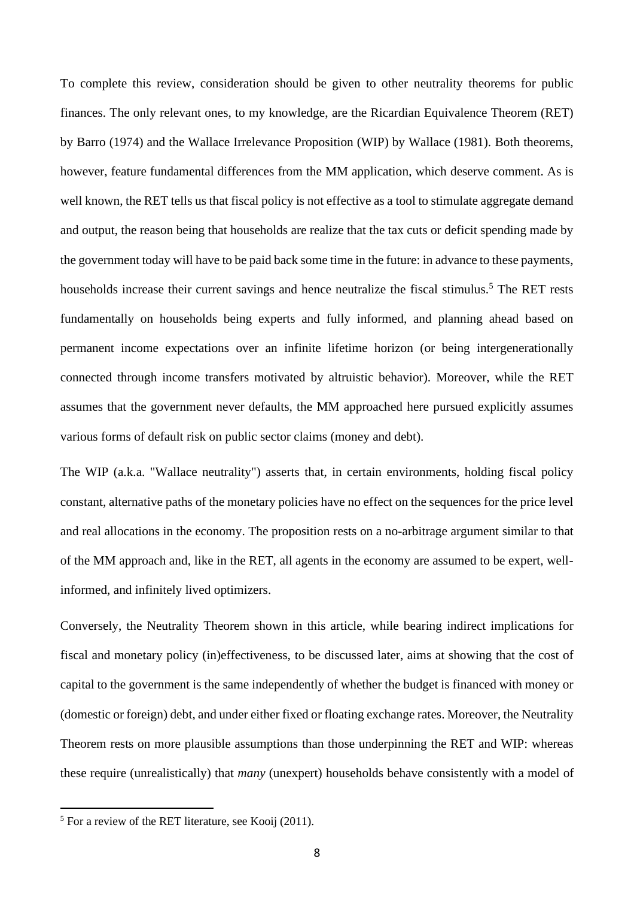To complete this review, consideration should be given to other neutrality theorems for public finances. The only relevant ones, to my knowledge, are the Ricardian Equivalence Theorem (RET) by Barro (1974) and the Wallace Irrelevance Proposition (WIP) by Wallace (1981). Both theorems, however, feature fundamental differences from the MM application, which deserve comment. As is well known, the RET tells us that fiscal policy is not effective as a tool to stimulate aggregate demand and output, the reason being that households are realize that the tax cuts or deficit spending made by the government today will have to be paid back some time in the future: in advance to these payments, households increase their current savings and hence neutralize the fiscal stimulus.[5] The RET rests fundamentally on households being experts and fully informed, and planning ahead based on permanent income expectations over an infinite lifetime horizon (or being intergenerationally connected through income transfers motivated by altruistic behavior). Moreover, while the RET assumes that the government never defaults, the MM approached here pursued explicitly assumes various forms of default risk on public sector claims (money and debt).

The WIP (a.k.a. "Wallace neutrality") asserts that, in certain environments, holding fiscal policy constant, alternative paths of the monetary policies have no effect on the sequences for the price level and real allocations in the economy. The proposition rests on a no-arbitrage argument similar to that of the MM approach and, like in the RET, all agents in the economy are assumed to be expert, well-informed, and infinitely lived optimizers.

Conversely, the Neutrality Theorem shown in this article, while bearing indirect implications for fiscal and monetary policy (in)effectiveness, to be discussed later, aims at showing that the cost of capital to the government is the same independently of whether the budget is financed with money or (domestic or foreign) debt, and under either fixed or floating exchange rates. Moreover, the Neutrality Theorem rests on more plausible assumptions than those underpinning the RET and WIP: whereas these require (unrealistically) that *many* (unexpert) households behave consistently with a model of

[5] For a review of the RET literature, see Kooij (2011).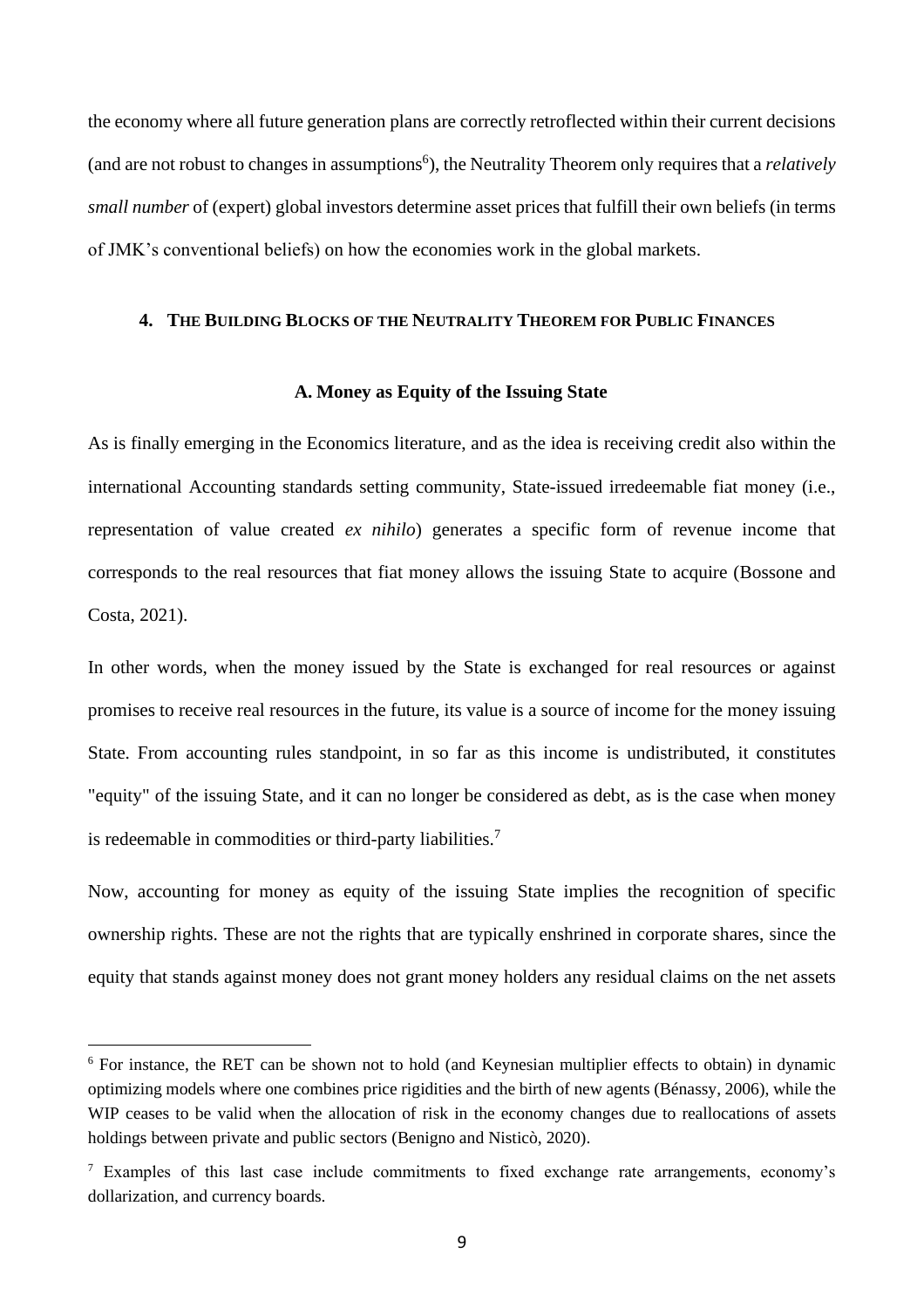the economy where all future generation plans are correctly retroflected within their current decisions (and are not robust to changes in assumptions[6]), the Neutrality Theorem only requires that a *relatively small number* of (expert) global investors determine asset prices that fulfill their own beliefs (in terms of JMK's conventional beliefs) on how the economies work in the global markets.

## 4. The Building Blocks of the Neutrality Theorem for Public Finances

### A. Money as Equity of the Issuing State

As is finally emerging in the Economics literature, and as the idea is receiving credit also within the international Accounting standards setting community, State-issued irredeemable fiat money (i.e., representation of value created *ex nihilo*) generates a specific form of revenue income that corresponds to the real resources that fiat money allows the issuing State to acquire (Bossone and Costa, 2021).

In other words, when the money issued by the State is exchanged for real resources or against promises to receive real resources in the future, its value is a source of income for the money issuing State. From accounting rules standpoint, in so far as this income is undistributed, it constitutes "equity" of the issuing State, and it can no longer be considered as debt, as is the case when money is redeemable in commodities or third-party liabilities.[7]

Now, accounting for money as equity of the issuing State implies the recognition of specific ownership rights. These are not the rights that are typically enshrined in corporate shares, since the equity that stands against money does not grant money holders any residual claims on the net assets

---

[6] For instance, the RET can be shown not to hold (and Keynesian multiplier effects to obtain) in dynamic optimizing models where one combines price rigidities and the birth of new agents (Bénassy, 2006), while the WIP ceases to be valid when the allocation of risk in the economy changes due to reallocations of assets holdings between private and public sectors (Benigno and Nisticò, 2020).

[7] Examples of this last case include commitments to fixed exchange rate arrangements, economy's dollarization, and currency boards.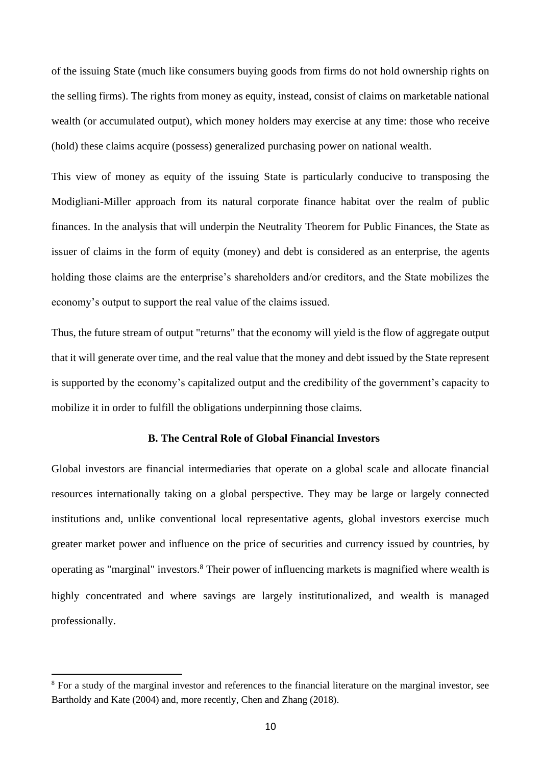of the issuing State (much like consumers buying goods from firms do not hold ownership rights on the selling firms). The rights from money as equity, instead, consist of claims on marketable national wealth (or accumulated output), which money holders may exercise at any time: those who receive (hold) these claims acquire (possess) generalized purchasing power on national wealth.

This view of money as equity of the issuing State is particularly conducive to transposing the Modigliani-Miller approach from its natural corporate finance habitat over the realm of public finances. In the analysis that will underpin the Neutrality Theorem for Public Finances, the State as issuer of claims in the form of equity (money) and debt is considered as an enterprise, the agents holding those claims are the enterprise's shareholders and/or creditors, and the State mobilizes the economy's output to support the real value of the claims issued.

Thus, the future stream of output "returns" that the economy will yield is the flow of aggregate output that it will generate over time, and the real value that the money and debt issued by the State represent is supported by the economy's capitalized output and the credibility of the government's capacity to mobilize it in order to fulfill the obligations underpinning those claims.

### B. The Central Role of Global Financial Investors

Global investors are financial intermediaries that operate on a global scale and allocate financial resources internationally taking on a global perspective. They may be large or largely connected institutions and, unlike conventional local representative agents, global investors exercise much greater market power and influence on the price of securities and currency issued by countries, by operating as "marginal" investors.[8] Their power of influencing markets is magnified where wealth is highly concentrated and where savings are largely institutionalized, and wealth is managed professionally.

---

[8] For a study of the marginal investor and references to the financial literature on the marginal investor, see Bartholdy and Kate (2004) and, more recently, Chen and Zhang (2018).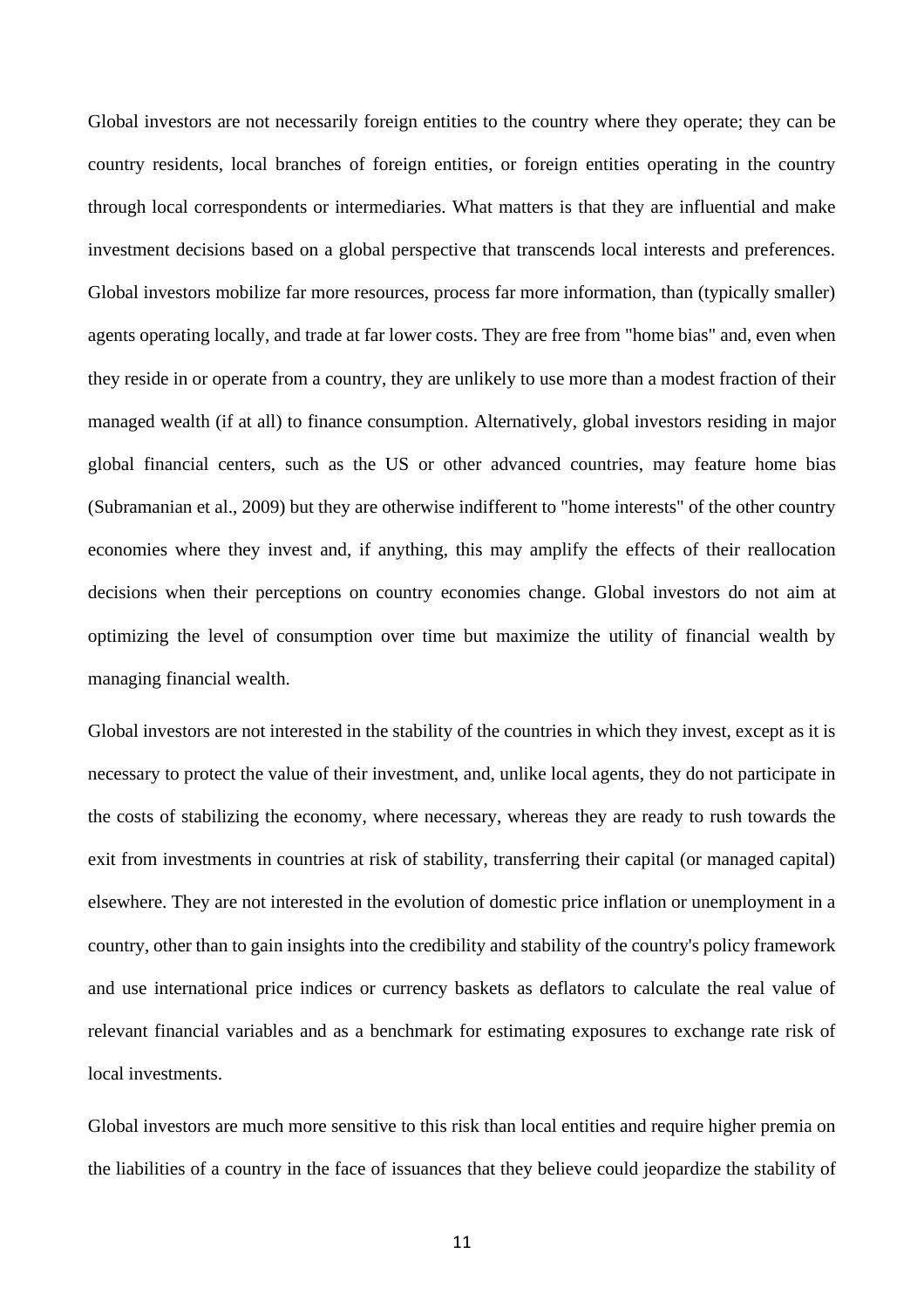Global investors are not necessarily foreign entities to the country where they operate; they can be country residents, local branches of foreign entities, or foreign entities operating in the country through local correspondents or intermediaries. What matters is that they are influential and make investment decisions based on a global perspective that transcends local interests and preferences. Global investors mobilize far more resources, process far more information, than (typically smaller) agents operating locally, and trade at far lower costs. They are free from "home bias" and, even when they reside in or operate from a country, they are unlikely to use more than a modest fraction of their managed wealth (if at all) to finance consumption. Alternatively, global investors residing in major global financial centers, such as the US or other advanced countries, may feature home bias (Subramanian et al., 2009) but they are otherwise indifferent to "home interests" of the other country economies where they invest and, if anything, this may amplify the effects of their reallocation decisions when their perceptions on country economies change. Global investors do not aim at optimizing the level of consumption over time but maximize the utility of financial wealth by managing financial wealth.

Global investors are not interested in the stability of the countries in which they invest, except as it is necessary to protect the value of their investment, and, unlike local agents, they do not participate in the costs of stabilizing the economy, where necessary, whereas they are ready to rush towards the exit from investments in countries at risk of stability, transferring their capital (or managed capital) elsewhere. They are not interested in the evolution of domestic price inflation or unemployment in a country, other than to gain insights into the credibility and stability of the country's policy framework and use international price indices or currency baskets as deflators to calculate the real value of relevant financial variables and as a benchmark for estimating exposures to exchange rate risk of local investments.

Global investors are much more sensitive to this risk than local entities and require higher premia on the liabilities of a country in the face of issuances that they believe could jeopardize the stability of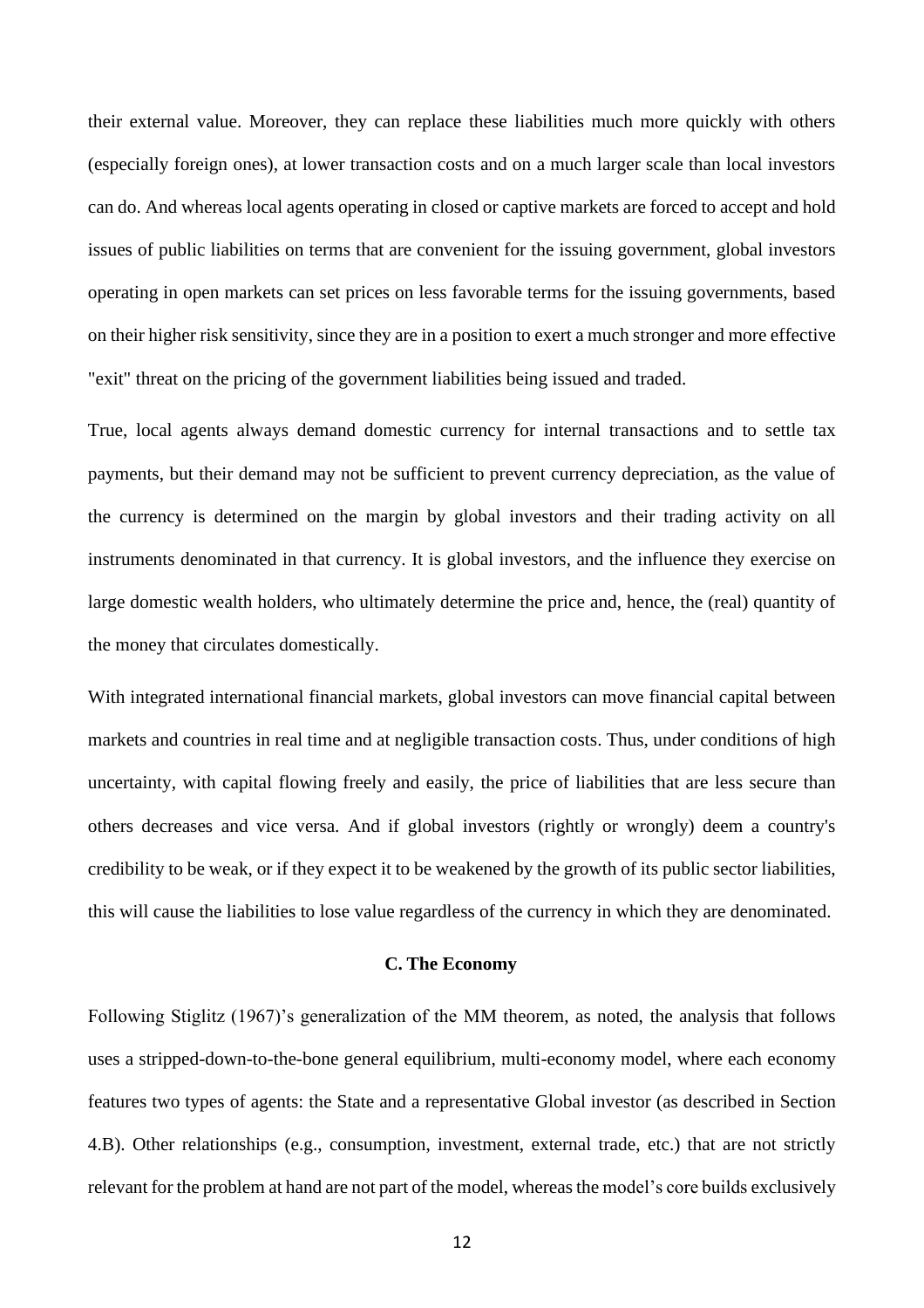their external value. Moreover, they can replace these liabilities much more quickly with others (especially foreign ones), at lower transaction costs and on a much larger scale than local investors can do. And whereas local agents operating in closed or captive markets are forced to accept and hold issues of public liabilities on terms that are convenient for the issuing government, global investors operating in open markets can set prices on less favorable terms for the issuing governments, based on their higher risk sensitivity, since they are in a position to exert a much stronger and more effective "exit" threat on the pricing of the government liabilities being issued and traded.

True, local agents always demand domestic currency for internal transactions and to settle tax payments, but their demand may not be sufficient to prevent currency depreciation, as the value of the currency is determined on the margin by global investors and their trading activity on all instruments denominated in that currency. It is global investors, and the influence they exercise on large domestic wealth holders, who ultimately determine the price and, hence, the (real) quantity of the money that circulates domestically.

With integrated international financial markets, global investors can move financial capital between markets and countries in real time and at negligible transaction costs. Thus, under conditions of high uncertainty, with capital flowing freely and easily, the price of liabilities that are less secure than others decreases and vice versa. And if global investors (rightly or wrongly) deem a country's credibility to be weak, or if they expect it to be weakened by the growth of its public sector liabilities, this will cause the liabilities to lose value regardless of the currency in which they are denominated.

### C. The Economy

Following Stiglitz (1967)'s generalization of the MM theorem, as noted, the analysis that follows uses a stripped-down-to-the-bone general equilibrium, multi-economy model, where each economy features two types of agents: the State and a representative Global investor (as described in Section 4.B). Other relationships (e.g., consumption, investment, external trade, etc.) that are not strictly relevant for the problem at hand are not part of the model, whereas the model's core builds exclusively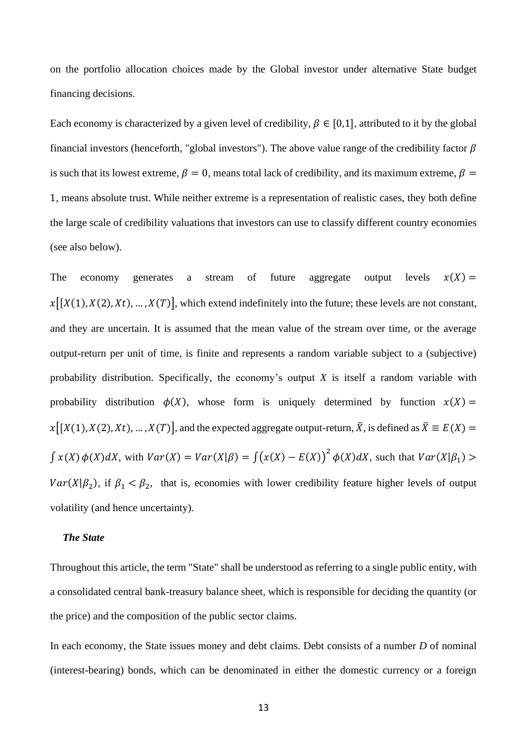on the portfolio allocation choices made by the Global investor under alternative State budget financing decisions.

Each economy is characterized by a given level of credibility, $\beta \in [0,1]$, attributed to it by the global financial investors (henceforth, "global investors"). The above value range of the credibility factor $\beta$ is such that its lowest extreme, $\beta = 0$, means total lack of credibility, and its maximum extreme, $\beta = 1$, means absolute trust. While neither extreme is a representation of realistic cases, they both define the large scale of credibility valuations that investors can use to classify different country economies (see also below).

The economy generates a stream of future aggregate output levels $x(X) = x\big[[X(1), X(2), Xt), \dots, X(T)\big]$, which extend indefinitely into the future; these levels are not constant, and they are uncertain. It is assumed that the mean value of the stream over time, or the average output-return per unit of time, is finite and represents a random variable subject to a (subjective) probability distribution. Specifically, the economy's output $X$ is itself a random variable with probability distribution $\phi(X)$, whose form is uniquely determined by function $x(X) = x\big[[X(1), X(2), Xt), \dots, X(T)\big]$, and the expected aggregate output-return, $\bar{X}$, is defined as $\bar{X} \equiv E(X) = \int x(X)\,\phi(X)dX$, with $Var(X) = Var(X|\beta) = \int \big(x(X) - E(X)\big)^2 \phi(X)dX$, such that $Var(X|\beta_1) > Var(X|\beta_2)$, if $\beta_1 < \beta_2$, that is, economies with lower credibility feature higher levels of output volatility (and hence uncertainty).

***The State***

Throughout this article, the term "State" shall be understood as referring to a single public entity, with a consolidated central bank-treasury balance sheet, which is responsible for deciding the quantity (or the price) and the composition of the public sector claims.

In each economy, the State issues money and debt claims. Debt consists of a number *D* of nominal (interest-bearing) bonds, which can be denominated in either the domestic currency or a foreign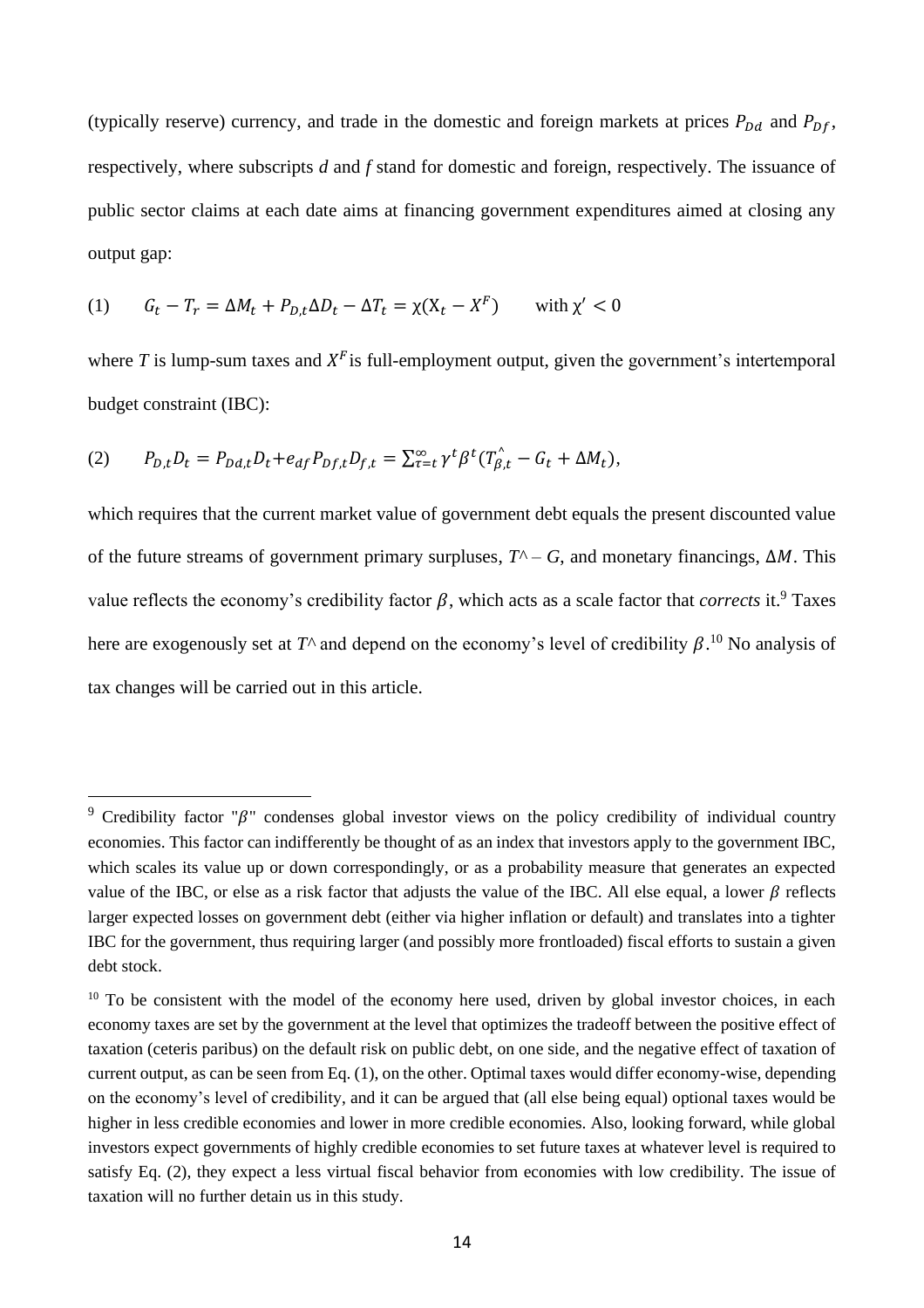(typically reserve) currency, and trade in the domestic and foreign markets at prices $P_{Dd}$ and $P_{Df}$, respectively, where subscripts *d* and *f* stand for domestic and foreign, respectively. The issuance of public sector claims at each date aims at financing government expenditures aimed at closing any output gap:

$$(1) \qquad G_t - T_r = \Delta M_t + P_{D,t}\Delta D_t - \Delta T_t = \chi(X_t - X^F) \qquad \text{with } \chi' < 0$$

where *T* is lump-sum taxes and $X^F$ is full-employment output, given the government's intertemporal budget constraint (IBC):

$$(2) \qquad P_{D,t}D_t = P_{Dd,t}D_t + e_{df}P_{Df,t}D_{f,t} = \sum_{\tau=t}^{\infty} \gamma^t \beta^t (T_{\beta,t}^{\wedge} - G_t + \Delta M_t),$$

which requires that the current market value of government debt equals the present discounted value of the future streams of government primary surpluses, $T^\wedge - G$, and monetary financings, $\Delta M$. This value reflects the economy's credibility factor $\beta$, which acts as a scale factor that *corrects* it.[9] Taxes here are exogenously set at $T^\wedge$ and depend on the economy's level of credibility $\beta$.[10] No analysis of tax changes will be carried out in this article.

---

[9] Credibility factor "$\beta$" condenses global investor views on the policy credibility of individual country economies. This factor can indifferently be thought of as an index that investors apply to the government IBC, which scales its value up or down correspondingly, or as a probability measure that generates an expected value of the IBC, or else as a risk factor that adjusts the value of the IBC. All else equal, a lower $\beta$ reflects larger expected losses on government debt (either via higher inflation or default) and translates into a tighter IBC for the government, thus requiring larger (and possibly more frontloaded) fiscal efforts to sustain a given debt stock.

[10] To be consistent with the model of the economy here used, driven by global investor choices, in each economy taxes are set by the government at the level that optimizes the tradeoff between the positive effect of taxation (ceteris paribus) on the default risk on public debt, on one side, and the negative effect of taxation of current output, as can be seen from Eq. (1), on the other. Optimal taxes would differ economy-wise, depending on the economy's level of credibility, and it can be argued that (all else being equal) optional taxes would be higher in less credible economies and lower in more credible economies. Also, looking forward, while global investors expect governments of highly credible economies to set future taxes at whatever level is required to satisfy Eq. (2), they expect a less virtual fiscal behavior from economies with low credibility. The issue of taxation will no further detain us in this study.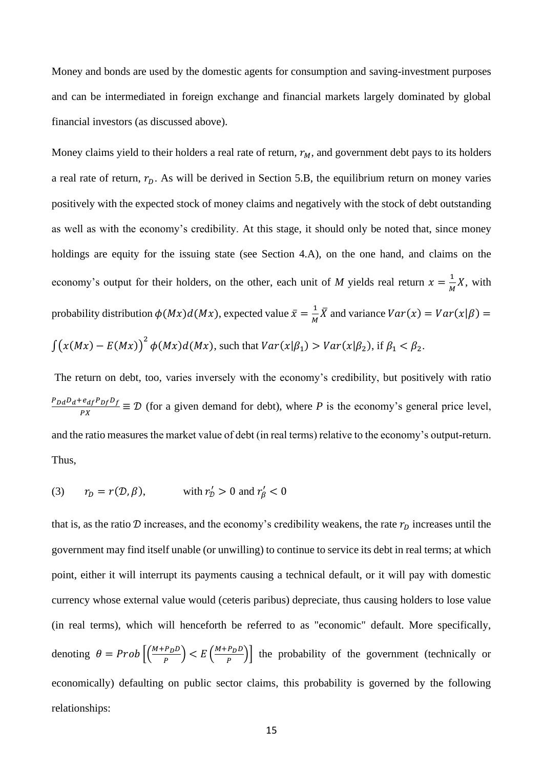Money and bonds are used by the domestic agents for consumption and saving-investment purposes and can be intermediated in foreign exchange and financial markets largely dominated by global financial investors (as discussed above).

Money claims yield to their holders a real rate of return, $r_M$, and government debt pays to its holders a real rate of return, $r_D$. As will be derived in Section 5.B, the equilibrium return on money varies positively with the expected stock of money claims and negatively with the stock of debt outstanding as well as with the economy's credibility. At this stage, it should only be noted that, since money holdings are equity for the issuing state (see Section 4.A), on the one hand, and claims on the economy's output for their holders, on the other, each unit of $M$ yields real return $x = \frac{1}{M}X$, with probability distribution $\phi(Mx)d(Mx)$, expected value $\bar{x} = \frac{1}{M}\bar{X}$ and variance $Var(x) = Var(x|\beta) = \int \big(x(Mx) - E(Mx)\big)^2 \phi(Mx)d(Mx)$, such that $Var(x|\beta_1) > Var(x|\beta_2)$, if $\beta_1 < \beta_2$.

The return on debt, too, varies inversely with the economy's credibility, but positively with ratio $\frac{P_{Dd}D_d + e_{df}P_{Df}D_f}{PX} \equiv \mathcal{D}$ (for a given demand for debt), where $P$ is the economy's general price level, and the ratio measures the market value of debt (in real terms) relative to the economy's output-return. Thus,

$$(3) \qquad r_D = r(\mathcal{D}, \beta), \qquad \text{with } r'_{\mathcal{D}} > 0 \text{ and } r'_{\beta} < 0$$

that is, as the ratio $\mathcal{D}$ increases, and the economy's credibility weakens, the rate $r_D$ increases until the government may find itself unable (or unwilling) to continue to service its debt in real terms; at which point, either it will interrupt its payments causing a technical default, or it will pay with domestic currency whose external value would (ceteris paribus) depreciate, thus causing holders to lose value (in real terms), which will henceforth be referred to as "economic" default. More specifically, denoting $\theta = Prob\left[\left(\frac{M+P_D D}{P}\right) < E\left(\frac{M+P_D D}{P}\right)\right]$ the probability of the government (technically or economically) defaulting on public sector claims, this probability is governed by the following relationships: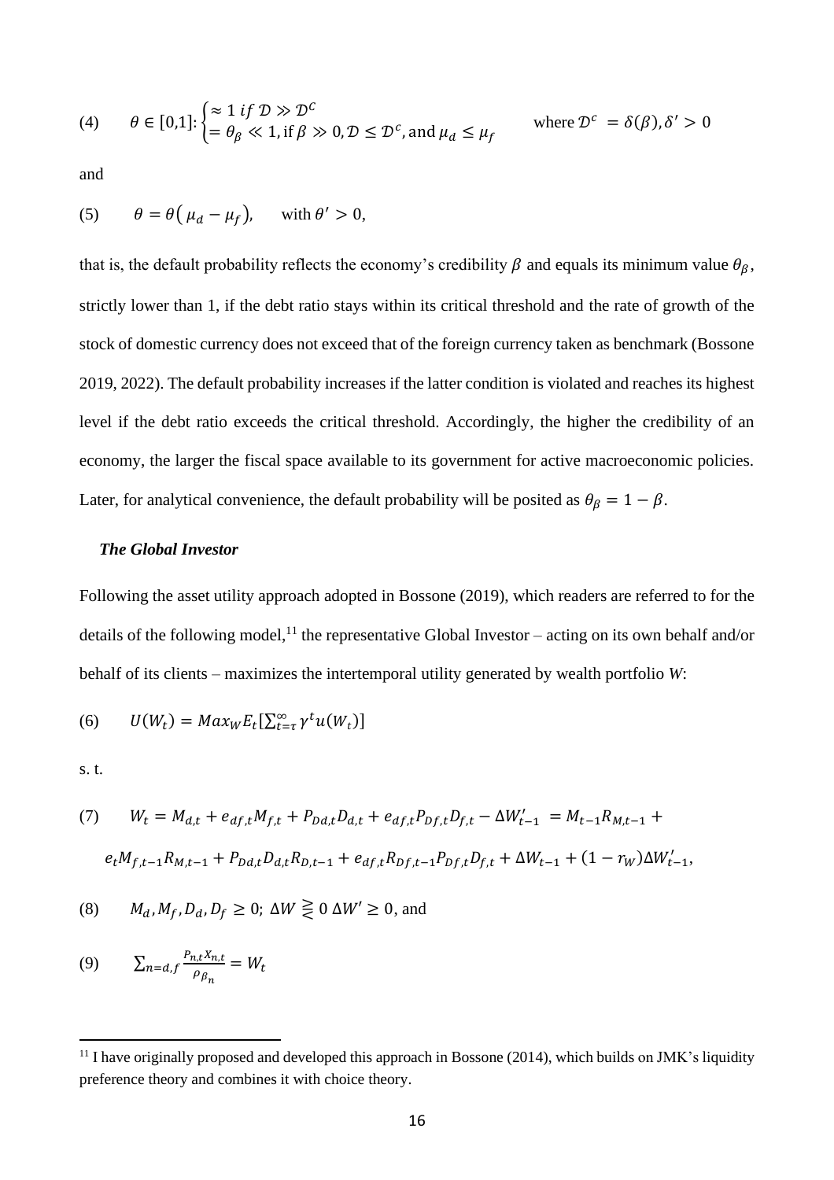$$(4) \qquad \theta \in [0,1]: \begin{cases} \approx 1 \text{ } if \text{ } \mathcal{D} \gg \mathcal{D}^C \\ = \theta_\beta \ll 1, \text{if } \beta \gg 0, \mathcal{D} \leq \mathcal{D}^c, \text{and } \mu_d \leq \mu_f \end{cases} \qquad \text{where } \mathcal{D}^c = \delta(\beta), \delta' > 0$$

and

$$(5) \qquad \theta = \theta\big(\mu_d - \mu_f\big), \qquad \text{with } \theta' > 0,$$

that is, the default probability reflects the economy's credibility $\beta$ and equals its minimum value $\theta_\beta$, strictly lower than 1, if the debt ratio stays within its critical threshold and the rate of growth of the stock of domestic currency does not exceed that of the foreign currency taken as benchmark (Bossone 2019, 2022). The default probability increases if the latter condition is violated and reaches its highest level if the debt ratio exceeds the critical threshold. Accordingly, the higher the credibility of an economy, the larger the fiscal space available to its government for active macroeconomic policies. Later, for analytical convenience, the default probability will be posited as $\theta_\beta = 1 - \beta$.

### *The Global Investor*

Following the asset utility approach adopted in Bossone (2019), which readers are referred to for the details of the following model,[11] the representative Global Investor – acting on its own behalf and/or behalf of its clients – maximizes the intertemporal utility generated by wealth portfolio *W*:

$$(6) \qquad U(W_t) = Max_W E_t[\textstyle\sum_{t=\tau}^{\infty} \gamma^t u(W_t)]$$

s. t.

$$(7) \qquad W_t = M_{d,t} + e_{df,t}M_{f,t} + P_{Dd,t}D_{d,t} + e_{df,t}P_{Df,t}D_{f,t} - \Delta W'_{t-1} = M_{t-1}R_{M,t-1} + e_tM_{f,t-1}R_{M,t-1} + P_{Dd,t}D_{d,t}R_{D,t-1} + e_{df,t}R_{Df,t-1}P_{Df,t}D_{f,t} + \Delta W_{t-1} + (1 - r_W)\Delta W'_{t-1},$$

$$(8) \qquad M_d, M_f, D_d, D_f \geq 0; \ \Delta W \gtreqless 0 \ \Delta W' \geq 0, \text{ and}$$

$$(9) \qquad \sum_{n=d,f} \frac{P_{n,t}X_{n,t}}{\rho_{\beta_n}} = W_t$$

[11] I have originally proposed and developed this approach in Bossone (2014), which builds on JMK's liquidity preference theory and combines it with choice theory.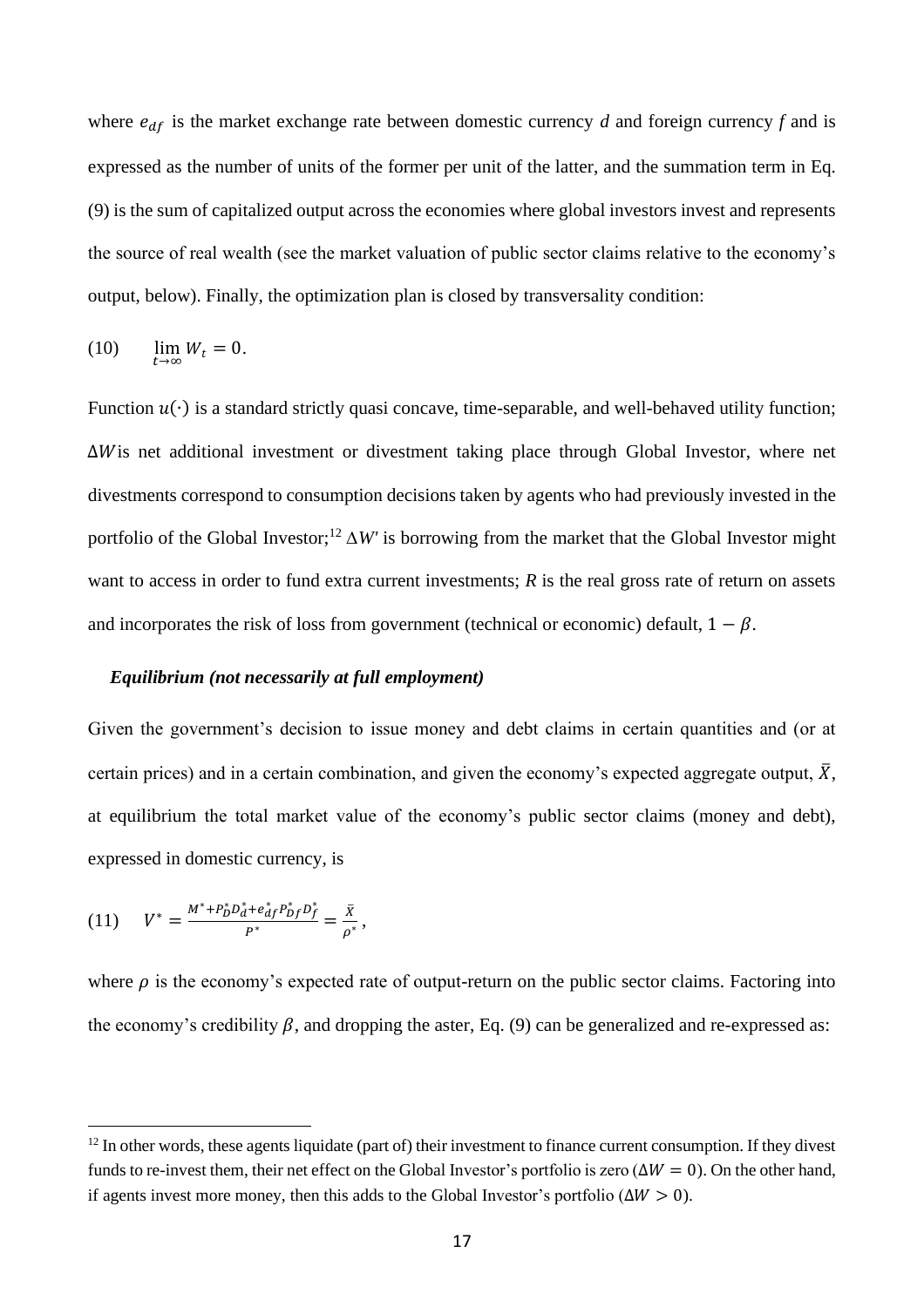where $e_{df}$ is the market exchange rate between domestic currency *d* and foreign currency *f* and is expressed as the number of units of the former per unit of the latter, and the summation term in Eq. (9) is the sum of capitalized output across the economies where global investors invest and represents the source of real wealth (see the market valuation of public sector claims relative to the economy's output, below). Finally, the optimization plan is closed by transversality condition:

$$\text{(10)} \qquad \lim_{t \to \infty} W_t = 0.$$

Function $u(\cdot)$ is a standard strictly quasi concave, time-separable, and well-behaved utility function; $\Delta W$ is net additional investment or divestment taking place through Global Investor, where net divestments correspond to consumption decisions taken by agents who had previously invested in the portfolio of the Global Investor;[12] $\Delta W'$ is borrowing from the market that the Global Investor might want to access in order to fund extra current investments; *R* is the real gross rate of return on assets and incorporates the risk of loss from government (technical or economic) default, $1 - \beta$.

***Equilibrium (not necessarily at full employment)***

Given the government's decision to issue money and debt claims in certain quantities and (or at certain prices) and in a certain combination, and given the economy's expected aggregate output, $\bar{X}$, at equilibrium the total market value of the economy's public sector claims (money and debt), expressed in domestic currency, is

$$\text{(11)} \qquad V^* = \frac{M^* + P_D^* D_d^* + e_{df}^* P_{Df}^* D_f^*}{P^*} = \frac{\bar{X}}{\rho^*},$$

where $\rho$ is the economy's expected rate of output-return on the public sector claims. Factoring into the economy's credibility $\beta$, and dropping the aster, Eq. (9) can be generalized and re-expressed as:

---

[12] In other words, these agents liquidate (part of) their investment to finance current consumption. If they divest funds to re-invest them, their net effect on the Global Investor's portfolio is zero ($\Delta W = 0$). On the other hand, if agents invest more money, then this adds to the Global Investor's portfolio ($\Delta W > 0$).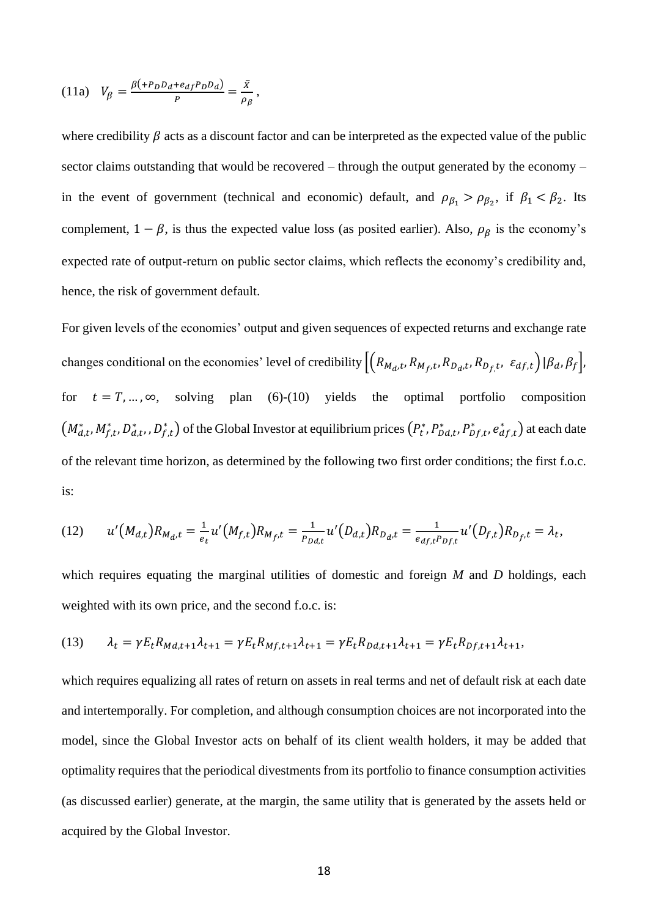(11a) $V_\beta = \frac{\beta(+P_D D_d + e_{df} P_D D_d)}{P} = \frac{\bar{X}}{\rho_\beta}$,

where credibility $\beta$ acts as a discount factor and can be interpreted as the expected value of the public sector claims outstanding that would be recovered – through the output generated by the economy – in the event of government (technical and economic) default, and $\rho_{\beta_1} > \rho_{\beta_2}$, if $\beta_1 < \beta_2$. Its complement, $1 - \beta$, is thus the expected value loss (as posited earlier). Also, $\rho_\beta$ is the economy's expected rate of output-return on public sector claims, which reflects the economy's credibility and, hence, the risk of government default.

For given levels of the economies' output and given sequences of expected returns and exchange rate changes conditional on the economies' level of credibility $\left[\left(R_{M_d,t}, R_{M_f,t}, R_{D_d,t}, R_{D_f,t}, \ \varepsilon_{df,t}\right) | \beta_d, \beta_f\right]$, for $t = T, \dots, \infty$, solving plan (6)-(10) yields the optimal portfolio composition $\left(M^*_{d,t}, M^*_{f,t}, D^*_{d,t}, , D^*_{f,t}\right)$ of the Global Investor at equilibrium prices $\left(P^*_t, P^*_{Dd,t}, P^*_{Df,t}, e^*_{df,t}\right)$ at each date of the relevant time horizon, as determined by the following two first order conditions; the first f.o.c. is:

$$(12) \qquad u'(M_{d,t})R_{M_d,t} = \frac{1}{e_t}u'(M_{f,t})R_{M_f,t} = \frac{1}{P_{Dd,t}}u'(D_{d,t})R_{D_d,t} = \frac{1}{e_{df,t}P_{Df,t}}u'(D_{f,t})R_{D_f,t} = \lambda_t,$$

which requires equating the marginal utilities of domestic and foreign *M* and *D* holdings, each weighted with its own price, and the second f.o.c. is:

$$(13) \qquad \lambda_t = \gamma E_t R_{Md,t+1}\lambda_{t+1} = \gamma E_t R_{Mf,t+1}\lambda_{t+1} = \gamma E_t R_{Dd,t+1}\lambda_{t+1} = \gamma E_t R_{Df,t+1}\lambda_{t+1},$$

which requires equalizing all rates of return on assets in real terms and net of default risk at each date and intertemporally. For completion, and although consumption choices are not incorporated into the model, since the Global Investor acts on behalf of its client wealth holders, it may be added that optimality requires that the periodical divestments from its portfolio to finance consumption activities (as discussed earlier) generate, at the margin, the same utility that is generated by the assets held or acquired by the Global Investor.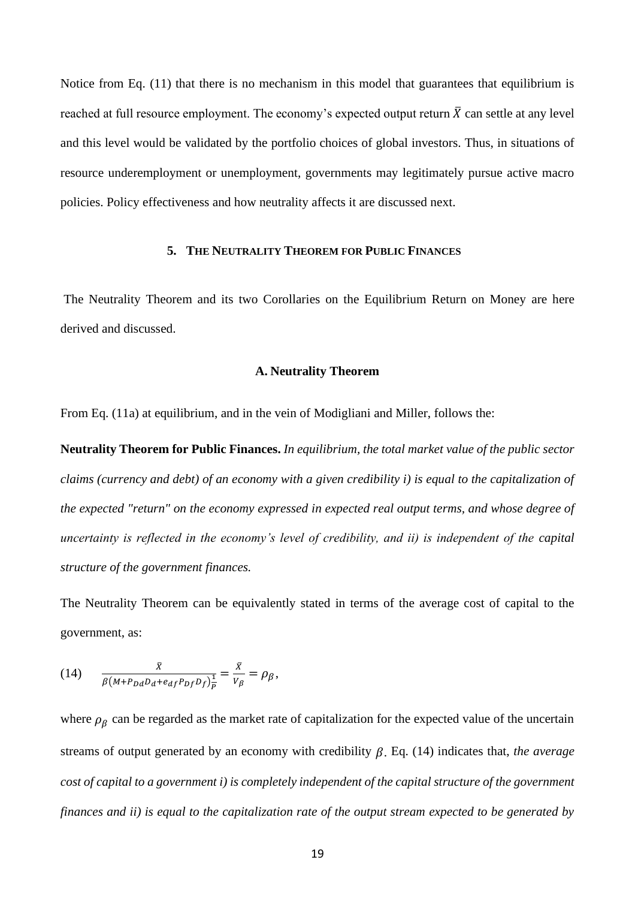Notice from Eq. (11) that there is no mechanism in this model that guarantees that equilibrium is reached at full resource employment. The economy's expected output return $\bar{X}$ can settle at any level and this level would be validated by the portfolio choices of global investors. Thus, in situations of resource underemployment or unemployment, governments may legitimately pursue active macro policies. Policy effectiveness and how neutrality affects it are discussed next.

## 5. The Neutrality Theorem for Public Finances

The Neutrality Theorem and its two Corollaries on the Equilibrium Return on Money are here derived and discussed.

### A. Neutrality Theorem

From Eq. (11a) at equilibrium, and in the vein of Modigliani and Miller, follows the:

**Neutrality Theorem for Public Finances.** *In equilibrium, the total market value of the public sector claims (currency and debt) of an economy with a given credibility i) is equal to the capitalization of the expected "return" on the economy expressed in expected real output terms, and whose degree of uncertainty is reflected in the economy's level of credibility, and ii) is independent of the capital structure of the government finances.*

The Neutrality Theorem can be equivalently stated in terms of the average cost of capital to the government, as:

$$(14) \qquad \frac{\bar{X}}{\beta\left(M+P_{Dd}D_d+e_{df}P_{Df}D_f\right)\frac{1}{P}}=\frac{\bar{X}}{V_\beta}=\rho_\beta,$$

where $\rho_\beta$ can be regarded as the market rate of capitalization for the expected value of the uncertain streams of output generated by an economy with credibility $\beta$. Eq. (14) indicates that, *the average cost of capital to a government i) is completely independent of the capital structure of the government finances and ii) is equal to the capitalization rate of the output stream expected to be generated by*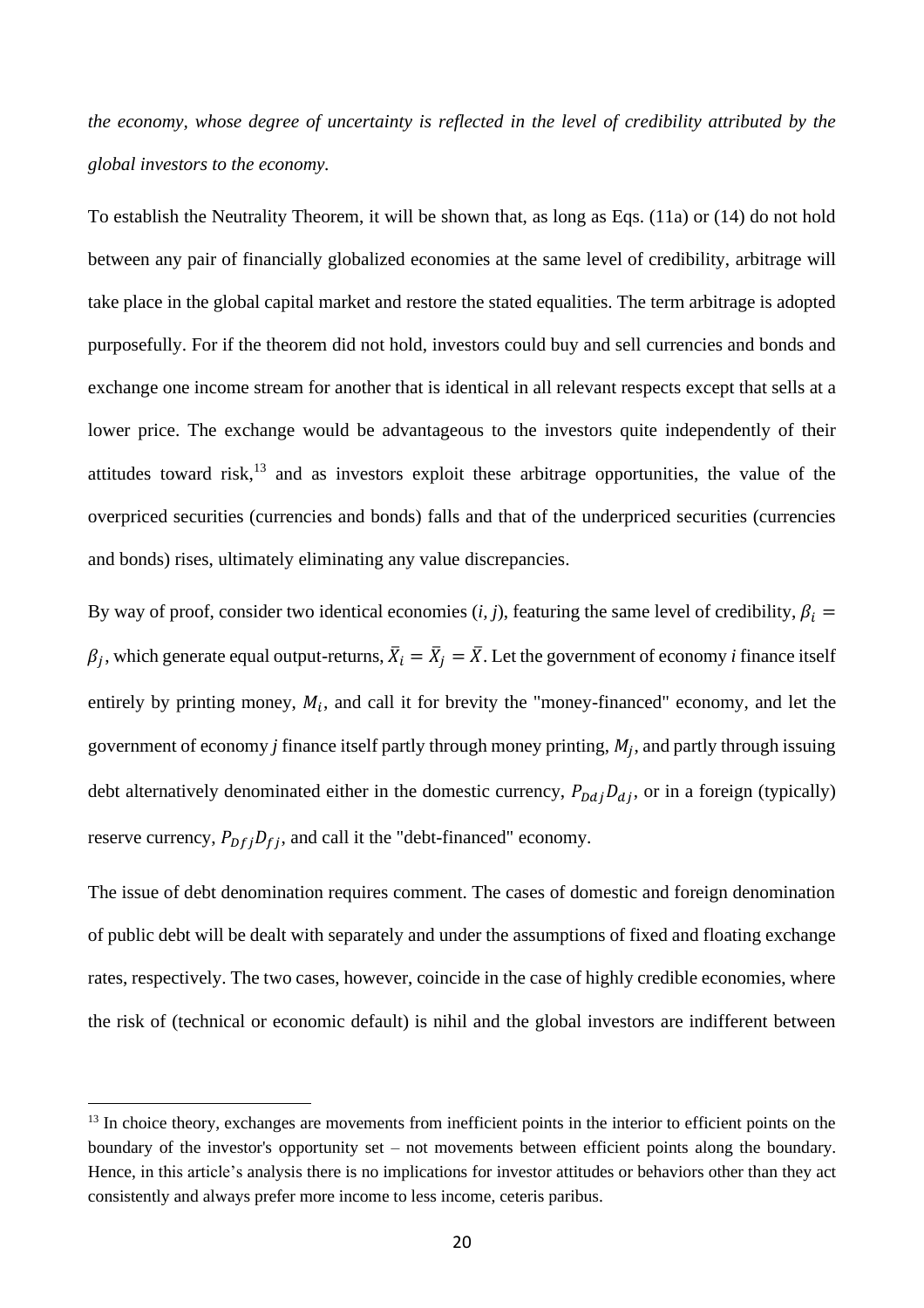*the economy, whose degree of uncertainty is reflected in the level of credibility attributed by the global investors to the economy.*

To establish the Neutrality Theorem, it will be shown that, as long as Eqs. (11a) or (14) do not hold between any pair of financially globalized economies at the same level of credibility, arbitrage will take place in the global capital market and restore the stated equalities. The term arbitrage is adopted purposefully. For if the theorem did not hold, investors could buy and sell currencies and bonds and exchange one income stream for another that is identical in all relevant respects except that sells at a lower price. The exchange would be advantageous to the investors quite independently of their attitudes toward risk,[13] and as investors exploit these arbitrage opportunities, the value of the overpriced securities (currencies and bonds) falls and that of the underpriced securities (currencies and bonds) rises, ultimately eliminating any value discrepancies.

By way of proof, consider two identical economies (*i*, *j*), featuring the same level of credibility, $\beta_i = \beta_j$, which generate equal output-returns, $\bar{X}_i = \bar{X}_j = \bar{X}$. Let the government of economy *i* finance itself entirely by printing money, $M_i$, and call it for brevity the "money-financed" economy, and let the government of economy *j* finance itself partly through money printing, $M_j$, and partly through issuing debt alternatively denominated either in the domestic currency, $P_{Ddj}D_{dj}$, or in a foreign (typically) reserve currency, $P_{Dfj}D_{fj}$, and call it the "debt-financed" economy.

The issue of debt denomination requires comment. The cases of domestic and foreign denomination of public debt will be dealt with separately and under the assumptions of fixed and floating exchange rates, respectively. The two cases, however, coincide in the case of highly credible economies, where the risk of (technical or economic default) is nihil and the global investors are indifferent between

[13] In choice theory, exchanges are movements from inefficient points in the interior to efficient points on the boundary of the investor's opportunity set – not movements between efficient points along the boundary. Hence, in this article's analysis there is no implications for investor attitudes or behaviors other than they act consistently and always prefer more income to less income, ceteris paribus.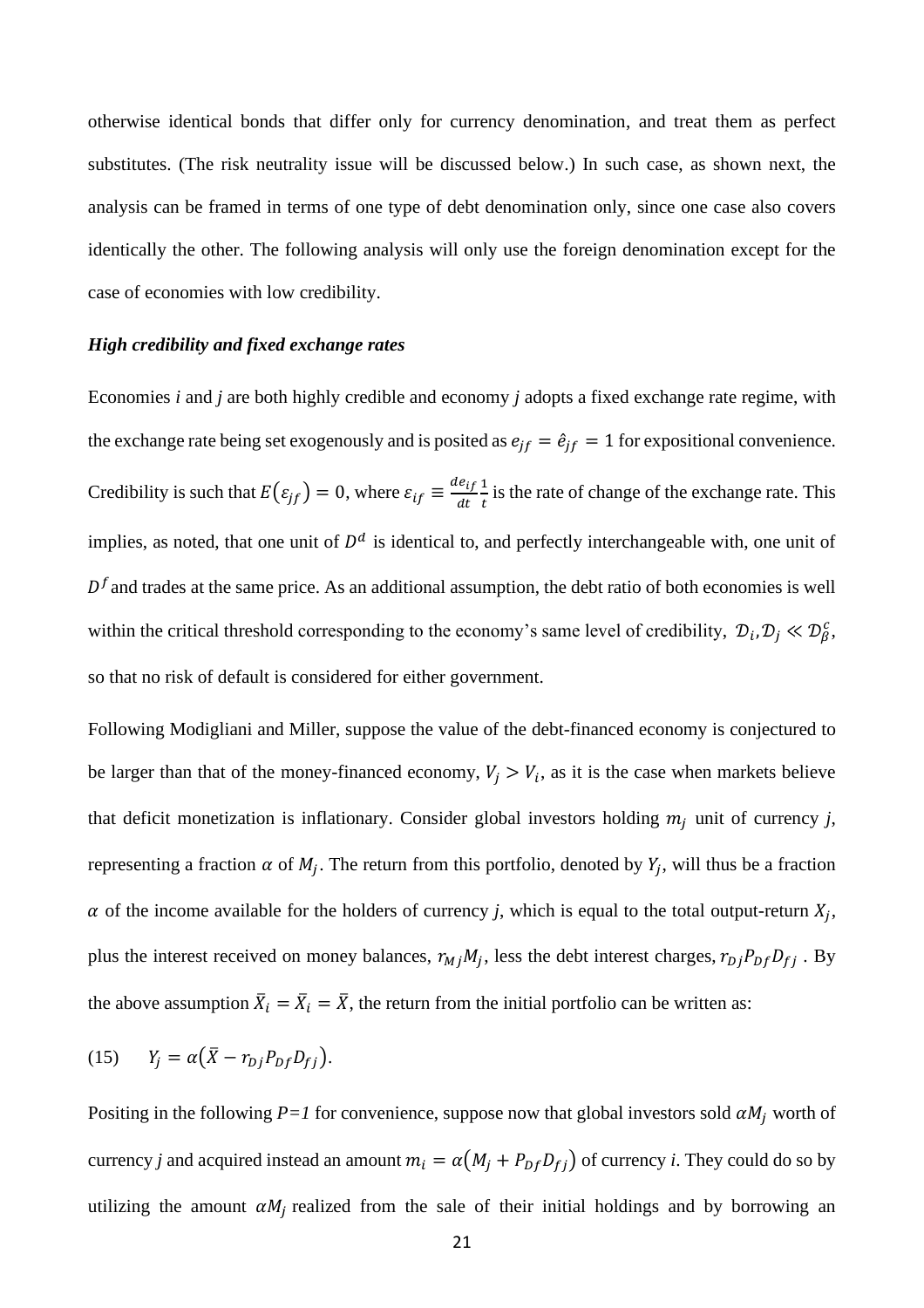otherwise identical bonds that differ only for currency denomination, and treat them as perfect substitutes. (The risk neutrality issue will be discussed below.) In such case, as shown next, the analysis can be framed in terms of one type of debt denomination only, since one case also covers identically the other. The following analysis will only use the foreign denomination except for the case of economies with low credibility.

***High credibility and fixed exchange rates***

Economies *i* and *j* are both highly credible and economy *j* adopts a fixed exchange rate regime, with the exchange rate being set exogenously and is posited as $e_{jf} = \hat{e}_{jf} = 1$ for expositional convenience. Credibility is such that $E(\varepsilon_{jf}) = 0$, where $\varepsilon_{if} \equiv \frac{de_{if}}{dt}\frac{1}{t}$ is the rate of change of the exchange rate. This implies, as noted, that one unit of $D^d$ is identical to, and perfectly interchangeable with, one unit of $D^f$ and trades at the same price. As an additional assumption, the debt ratio of both economies is well within the critical threshold corresponding to the economy's same level of credibility, $\mathcal{D}_i, \mathcal{D}_j \ll \mathcal{D}_\beta^c$, so that no risk of default is considered for either government.

Following Modigliani and Miller, suppose the value of the debt-financed economy is conjectured to be larger than that of the money-financed economy, $V_j > V_i$, as it is the case when markets believe that deficit monetization is inflationary. Consider global investors holding $m_j$ unit of currency *j*, representing a fraction $\alpha$ of $M_j$. The return from this portfolio, denoted by $Y_j$, will thus be a fraction $\alpha$ of the income available for the holders of currency *j*, which is equal to the total output-return $X_j$, plus the interest received on money balances, $r_{Mj}M_j$, less the debt interest charges, $r_{Dj}P_{Df}D_{fj}$. By the above assumption $\bar{X}_i = \bar{X}_i = \bar{X}$, the return from the initial portfolio can be written as:

$$(15) \qquad Y_j = \alpha\left(\bar{X} - r_{Dj}P_{Df}D_{fj}\right).$$

Positing in the following *P=1* for convenience, suppose now that global investors sold $\alpha M_j$ worth of currency *j* and acquired instead an amount $m_i = \alpha\left(M_j + P_{Df}D_{fj}\right)$ of currency *i*. They could do so by utilizing the amount $\alpha M_j$ realized from the sale of their initial holdings and by borrowing an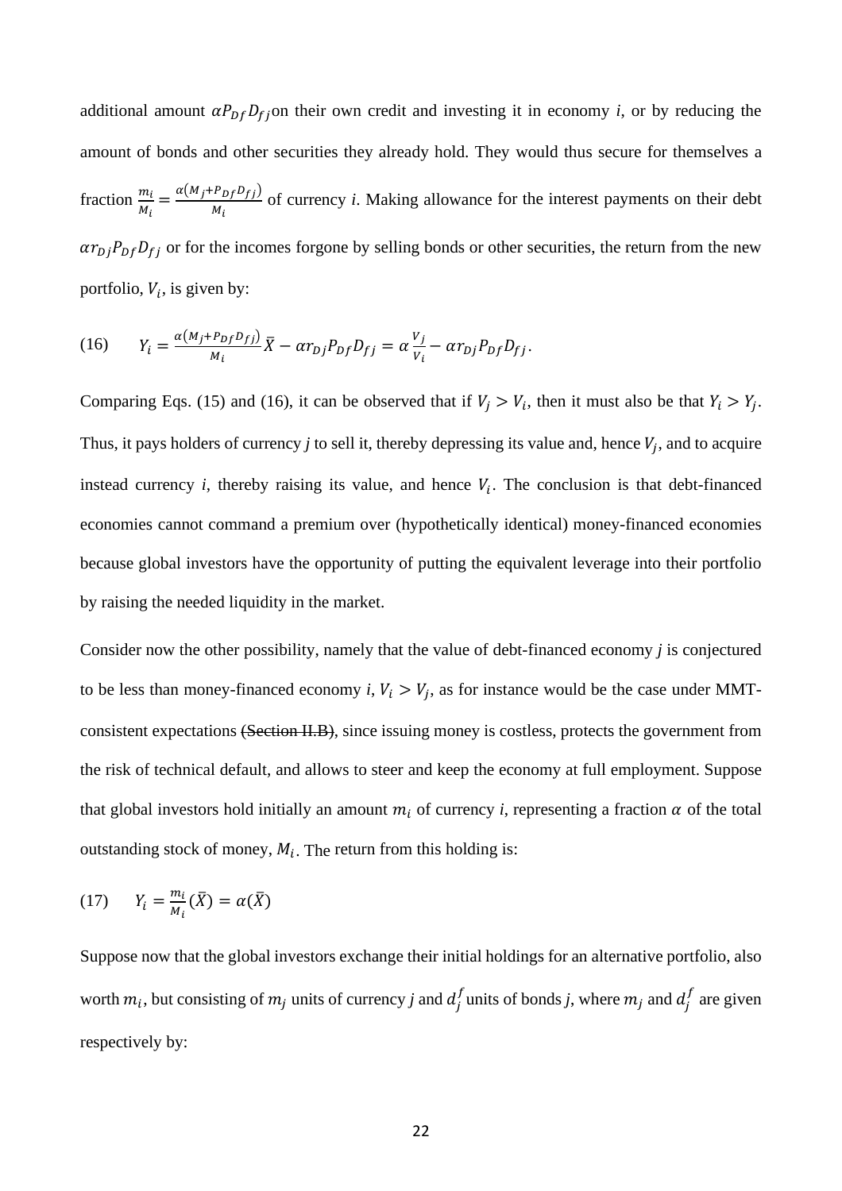additional amount $\alpha P_{Df} D_{fj}$ on their own credit and investing it in economy *i*, or by reducing the amount of bonds and other securities they already hold. They would thus secure for themselves a fraction $\frac{m_i}{M_i} = \frac{\alpha(M_j + P_{Df} D_{fj})}{M_i}$ of currency *i*. Making allowance for the interest payments on their debt $\alpha r_{Dj} P_{Df} D_{fj}$ or for the incomes forgone by selling bonds or other securities, the return from the new portfolio, $V_i$, is given by:

$$(16) \qquad Y_i = \frac{\alpha(M_j + P_{Df} D_{fj})}{M_i} \bar{X} - \alpha r_{Dj} P_{Df} D_{fj} = \alpha \frac{V_j}{V_i} - \alpha r_{Dj} P_{Df} D_{fj}.$$

Comparing Eqs. (15) and (16), it can be observed that if $V_j > V_i$, then it must also be that $Y_i > Y_j$. Thus, it pays holders of currency *j* to sell it, thereby depressing its value and, hence $V_j$, and to acquire instead currency *i*, thereby raising its value, and hence $V_i$. The conclusion is that debt-financed economies cannot command a premium over (hypothetically identical) money-financed economies because global investors have the opportunity of putting the equivalent leverage into their portfolio by raising the needed liquidity in the market.

Consider now the other possibility, namely that the value of debt-financed economy *j* is conjectured to be less than money-financed economy *i*, $V_i > V_j$, as for instance would be the case under MMT-consistent expectations ~~(Section II.B)~~, since issuing money is costless, protects the government from the risk of technical default, and allows to steer and keep the economy at full employment. Suppose that global investors hold initially an amount $m_i$ of currency *i*, representing a fraction $\alpha$ of the total outstanding stock of money, $M_i$. The return from this holding is:

$$(17) \qquad Y_i = \frac{m_i}{M_i}(\bar{X}) = \alpha(\bar{X})$$

Suppose now that the global investors exchange their initial holdings for an alternative portfolio, also worth $m_i$, but consisting of $m_j$ units of currency *j* and $d_j^f$ units of bonds *j*, where $m_j$ and $d_j^f$ are given respectively by: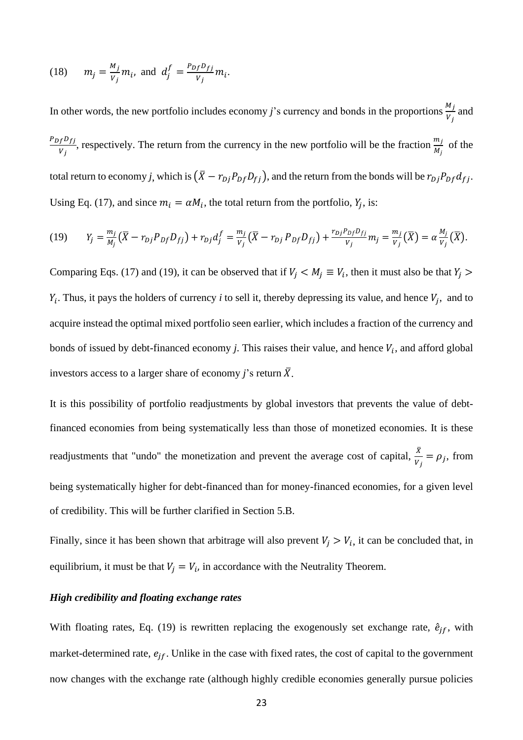$$(18) \qquad m_j = \frac{M_j}{V_j} m_i, \text{ and } d_j^f = \frac{P_{Df} D_{fj}}{V_j} m_i.$$

In other words, the new portfolio includes economy *j*'s currency and bonds in the proportions $\frac{M_j}{V_j}$ and $\frac{P_{Df} D_{fj}}{V_j}$, respectively. The return from the currency in the new portfolio will be the fraction $\frac{m_j}{M_j}$ of the total return to economy *j*, which is $(\bar{X} - r_{Dj} P_{Df} D_{fj})$, and the return from the bonds will be $r_{Dj} P_{Df} d_{fj}$. Using Eq. (17), and since $m_i = \alpha M_i$, the total return from the portfolio, $Y_j$, is:

$$(19) \qquad Y_j = \frac{m_j}{M_j}(\bar{X} - r_{Dj} P_{Df} D_{fj}) + r_{Dj} d_j^f = \frac{m_j}{V_j}(\bar{X} - r_{Dj} P_{Df} D_{fj}) + \frac{r_{Dj} P_{Df} D_{fj}}{V_j} m_j = \frac{m_j}{V_j}(\bar{X}) = \alpha \frac{M_j}{V_j}(\bar{X}).$$

Comparing Eqs. (17) and (19), it can be observed that if $V_j < M_j \equiv V_i$, then it must also be that $Y_j > Y_i$. Thus, it pays the holders of currency *i* to sell it, thereby depressing its value, and hence $V_j$, and to acquire instead the optimal mixed portfolio seen earlier, which includes a fraction of the currency and bonds of issued by debt-financed economy *j*. This raises their value, and hence $V_i$, and afford global investors access to a larger share of economy *j*'s return $\bar{X}$.

It is this possibility of portfolio readjustments by global investors that prevents the value of debt-financed economies from being systematically less than those of monetized economies. It is these readjustments that "undo" the monetization and prevent the average cost of capital, $\frac{\bar{X}}{V_j} = \rho_j$, from being systematically higher for debt-financed than for money-financed economies, for a given level of credibility. This will be further clarified in Section 5.B.

Finally, since it has been shown that arbitrage will also prevent $V_j > V_i$, it can be concluded that, in equilibrium, it must be that $V_j = V_i$, in accordance with the Neutrality Theorem.

***High credibility and floating exchange rates***

With floating rates, Eq. (19) is rewritten replacing the exogenously set exchange rate, $\hat{e}_{jf}$, with market-determined rate, $e_{jf}$. Unlike in the case with fixed rates, the cost of capital to the government now changes with the exchange rate (although highly credible economies generally pursue policies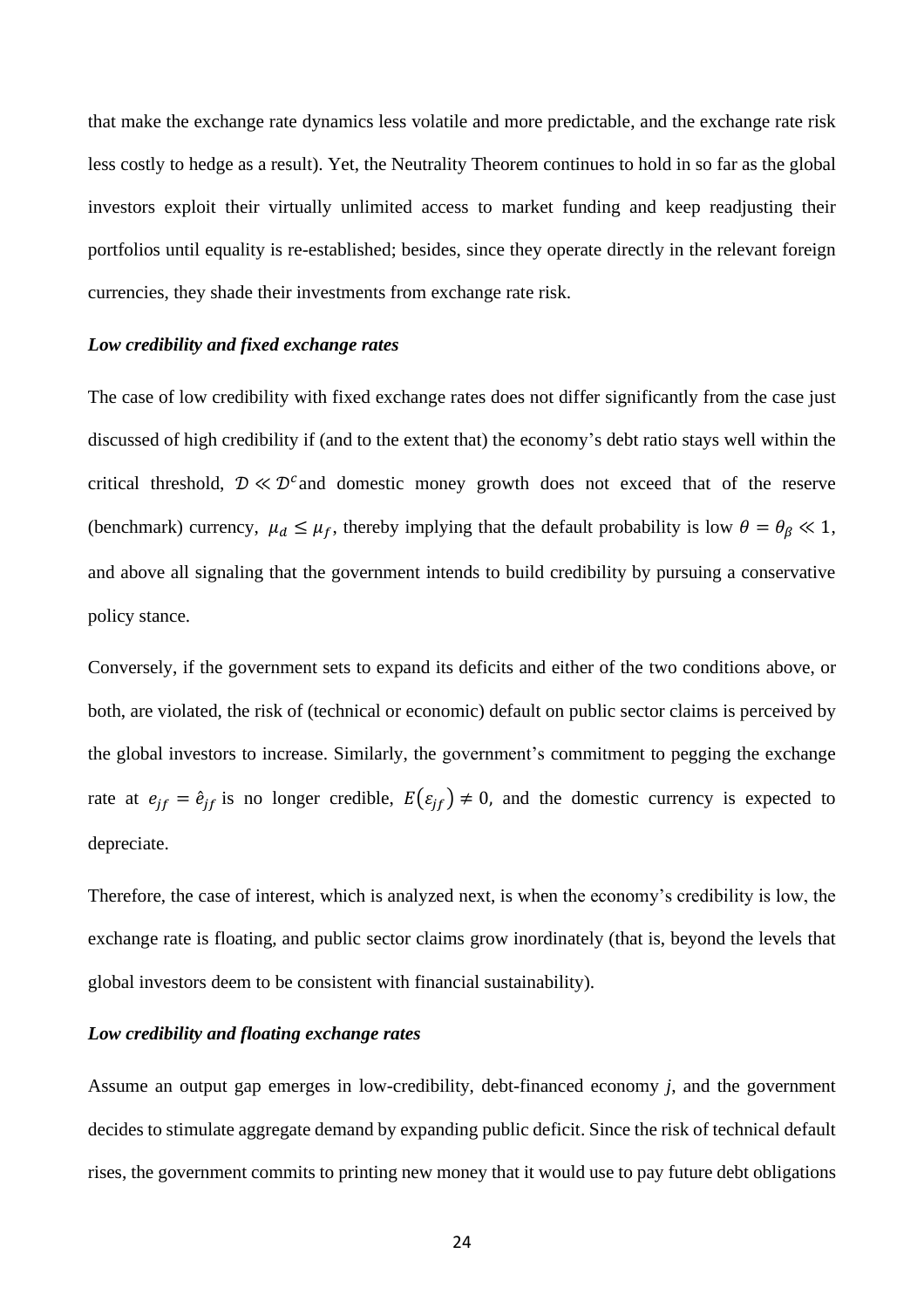that make the exchange rate dynamics less volatile and more predictable, and the exchange rate risk less costly to hedge as a result). Yet, the Neutrality Theorem continues to hold in so far as the global investors exploit their virtually unlimited access to market funding and keep readjusting their portfolios until equality is re-established; besides, since they operate directly in the relevant foreign currencies, they shade their investments from exchange rate risk.

***Low credibility and fixed exchange rates***

The case of low credibility with fixed exchange rates does not differ significantly from the case just discussed of high credibility if (and to the extent that) the economy's debt ratio stays well within the critical threshold, $\mathcal{D} \ll \mathcal{D}^c$ and domestic money growth does not exceed that of the reserve (benchmark) currency, $\mu_d \leq \mu_f$, thereby implying that the default probability is low $\theta = \theta_\beta \ll 1$, and above all signaling that the government intends to build credibility by pursuing a conservative policy stance.

Conversely, if the government sets to expand its deficits and either of the two conditions above, or both, are violated, the risk of (technical or economic) default on public sector claims is perceived by the global investors to increase. Similarly, the government's commitment to pegging the exchange rate at $e_{jf} = \hat{e}_{jf}$ is no longer credible, $E(\varepsilon_{jf}) \neq 0$, and the domestic currency is expected to depreciate.

Therefore, the case of interest, which is analyzed next, is when the economy's credibility is low, the exchange rate is floating, and public sector claims grow inordinately (that is, beyond the levels that global investors deem to be consistent with financial sustainability).

***Low credibility and floating exchange rates***

Assume an output gap emerges in low-credibility, debt-financed economy *j*, and the government decides to stimulate aggregate demand by expanding public deficit. Since the risk of technical default rises, the government commits to printing new money that it would use to pay future debt obligations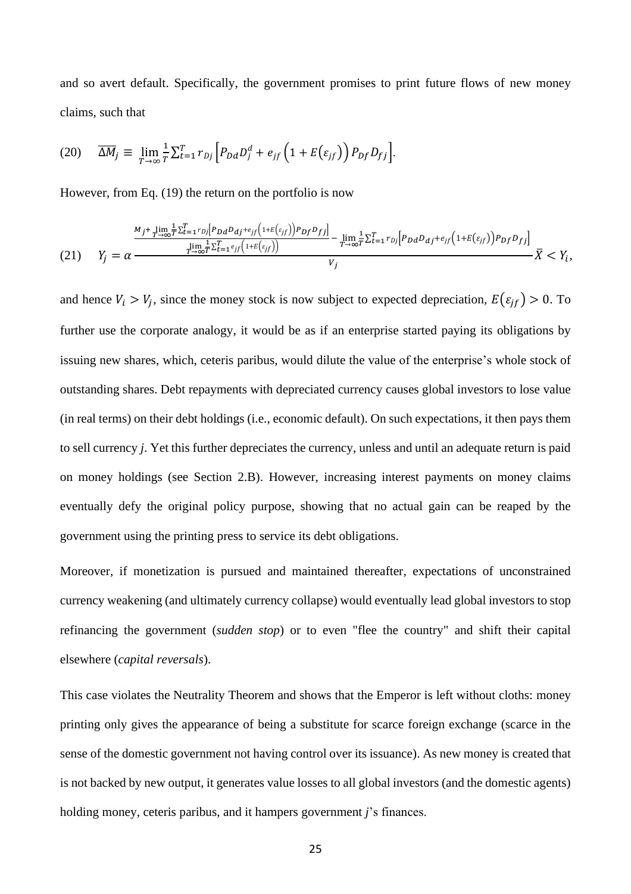and so avert default. Specifically, the government promises to print future flows of new money claims, such that

$$(20) \quad \overline{\Delta M}_j \equiv \lim_{T\to\infty} \frac{1}{T} \sum_{t=1}^{T} r_{Dj} \left[ P_{Dd} D_j^d + e_{jf} \left(1 + E(\varepsilon_{jf})\right) P_{Df} D_{fj} \right].$$

However, from Eq. (19) the return on the portfolio is now

$$(21) \quad Y_j = \alpha \frac{\frac{M_j + \lim_{T\to\infty} \frac{1}{T} \sum_{t=1}^{T} r_{Dj} \left[ P_{Dd} D_{dj} + e_{jf} \left(1+E(\varepsilon_{jf})\right) P_{Df} D_{fj} \right]}{\lim_{T\to\infty} \frac{1}{T} \sum_{t=1}^{T} e_{jf} \left(1+E(\varepsilon_{jf})\right)} - \lim_{T\to\infty} \frac{1}{T} \sum_{t=1}^{T} r_{Dj} \left[ P_{Dd} D_{dj} + e_{jf} \left(1+E(\varepsilon_{jf})\right) P_{Df} D_{fj} \right]}{V_j} \bar{X} < Y_i,$$

and hence $V_i > V_j$, since the money stock is now subject to expected depreciation, $E(\varepsilon_{jf}) > 0$. To further use the corporate analogy, it would be as if an enterprise started paying its obligations by issuing new shares, which, ceteris paribus, would dilute the value of the enterprise's whole stock of outstanding shares. Debt repayments with depreciated currency causes global investors to lose value (in real terms) on their debt holdings (i.e., economic default). On such expectations, it then pays them to sell currency *j*. Yet this further depreciates the currency, unless and until an adequate return is paid on money holdings (see Section 2.B). However, increasing interest payments on money claims eventually defy the original policy purpose, showing that no actual gain can be reaped by the government using the printing press to service its debt obligations.

Moreover, if monetization is pursued and maintained thereafter, expectations of unconstrained currency weakening (and ultimately currency collapse) would eventually lead global investors to stop refinancing the government (*sudden stop*) or to even "flee the country" and shift their capital elsewhere (*capital reversals*).

This case violates the Neutrality Theorem and shows that the Emperor is left without cloths: money printing only gives the appearance of being a substitute for scarce foreign exchange (scarce in the sense of the domestic government not having control over its issuance). As new money is created that is not backed by new output, it generates value losses to all global investors (and the domestic agents) holding money, ceteris paribus, and it hampers government *j*'s finances.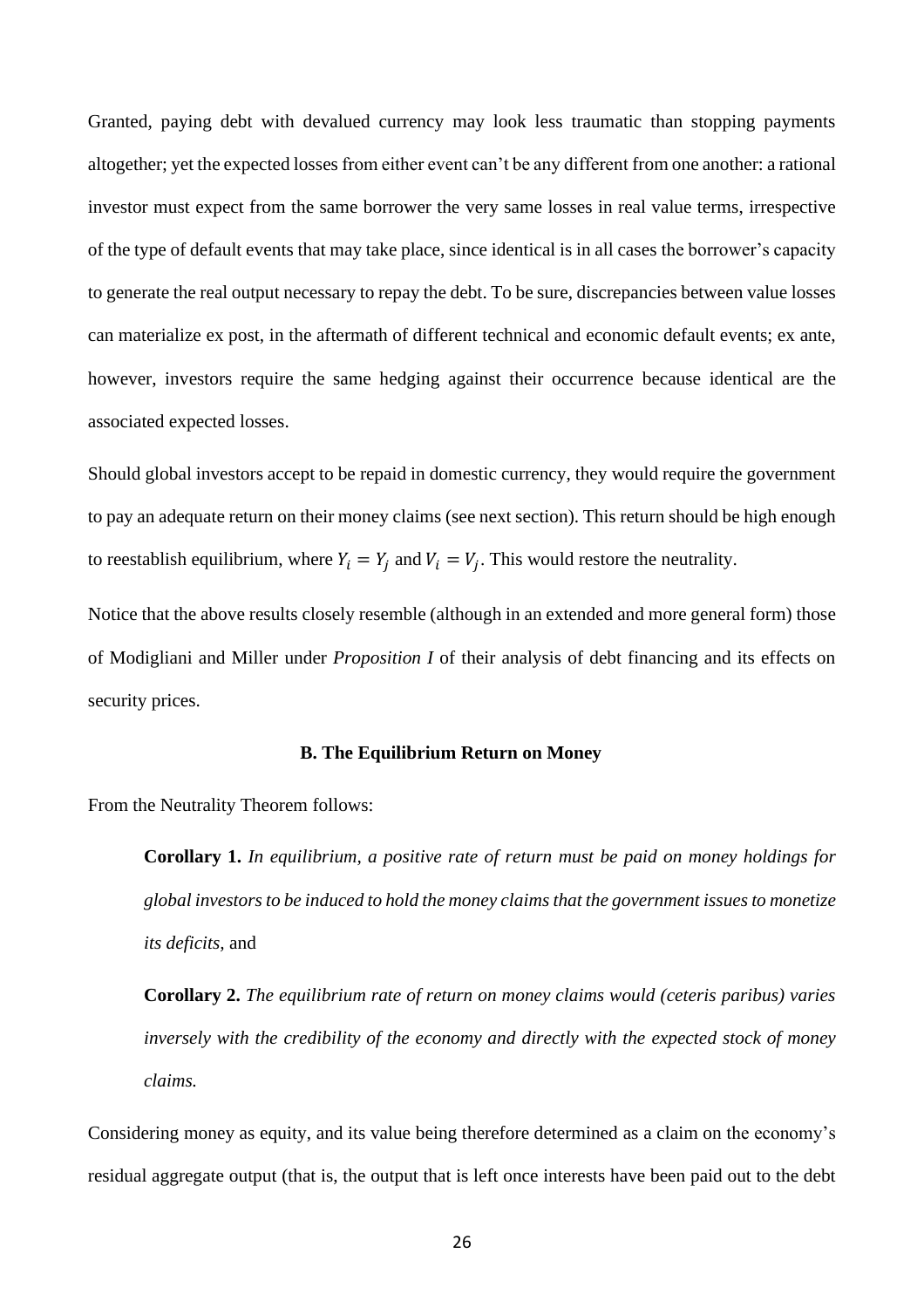Granted, paying debt with devalued currency may look less traumatic than stopping payments altogether; yet the expected losses from either event can't be any different from one another: a rational investor must expect from the same borrower the very same losses in real value terms, irrespective of the type of default events that may take place, since identical is in all cases the borrower's capacity to generate the real output necessary to repay the debt. To be sure, discrepancies between value losses can materialize ex post, in the aftermath of different technical and economic default events; ex ante, however, investors require the same hedging against their occurrence because identical are the associated expected losses.

Should global investors accept to be repaid in domestic currency, they would require the government to pay an adequate return on their money claims (see next section). This return should be high enough to reestablish equilibrium, where $Y_i = Y_j$ and $V_i = V_j$. This would restore the neutrality.

Notice that the above results closely resemble (although in an extended and more general form) those of Modigliani and Miller under *Proposition I* of their analysis of debt financing and its effects on security prices.

### B. The Equilibrium Return on Money

From the Neutrality Theorem follows:

> **Corollary 1.** *In equilibrium, a positive rate of return must be paid on money holdings for global investors to be induced to hold the money claims that the government issues to monetize its deficits*, and
>
> **Corollary 2.** *The equilibrium rate of return on money claims would (ceteris paribus) varies inversely with the credibility of the economy and directly with the expected stock of money claims.*

Considering money as equity, and its value being therefore determined as a claim on the economy's residual aggregate output (that is, the output that is left once interests have been paid out to the debt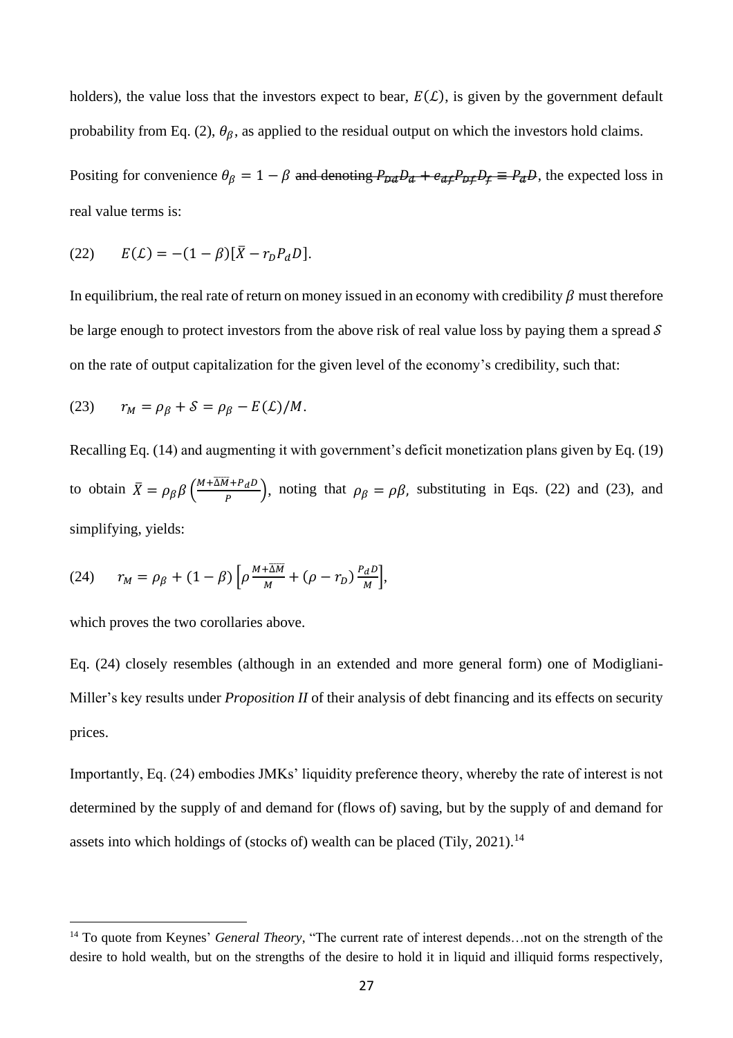holders), the value loss that the investors expect to bear, $E(\mathcal{L})$, is given by the government default probability from Eq. (2), $\theta_\beta$, as applied to the residual output on which the investors hold claims.

Positing for convenience $\theta_\beta = 1 - \beta$ ~~and denoting $P_{Dd}D_d + e_{df}P_{Df}D_f \equiv P_dD$~~, the expected loss in real value terms is:

$$(22) \qquad E(\mathcal{L}) = -(1-\beta)[\bar{X} - r_D P_d D].$$

In equilibrium, the real rate of return on money issued in an economy with credibility $\beta$ must therefore be large enough to protect investors from the above risk of real value loss by paying them a spread $\mathcal{S}$ on the rate of output capitalization for the given level of the economy's credibility, such that:

$$(23) \qquad r_M = \rho_\beta + \mathcal{S} = \rho_\beta - E(\mathcal{L})/M.$$

Recalling Eq. (14) and augmenting it with government's deficit monetization plans given by Eq. (19) to obtain $\bar{X} = \rho_\beta \beta \left(\frac{M + \overline{\Delta M} + P_d D}{P}\right)$, noting that $\rho_\beta = \rho\beta$, substituting in Eqs. (22) and (23), and simplifying, yields:

$$(24) \qquad r_M = \rho_\beta + (1-\beta)\left[\rho \frac{M + \overline{\Delta M}}{M} + (\rho - r_D)\frac{P_d D}{M}\right],$$

which proves the two corollaries above.

Eq. (24) closely resembles (although in an extended and more general form) one of Modigliani-Miller's key results under *Proposition II* of their analysis of debt financing and its effects on security prices.

Importantly, Eq. (24) embodies JMKs' liquidity preference theory, whereby the rate of interest is not determined by the supply of and demand for (flows of) saving, but by the supply of and demand for assets into which holdings of (stocks of) wealth can be placed (Tily, 2021).[14]

[14] To quote from Keynes' *General Theory*, "The current rate of interest depends…not on the strength of the desire to hold wealth, but on the strengths of the desire to hold it in liquid and illiquid forms respectively,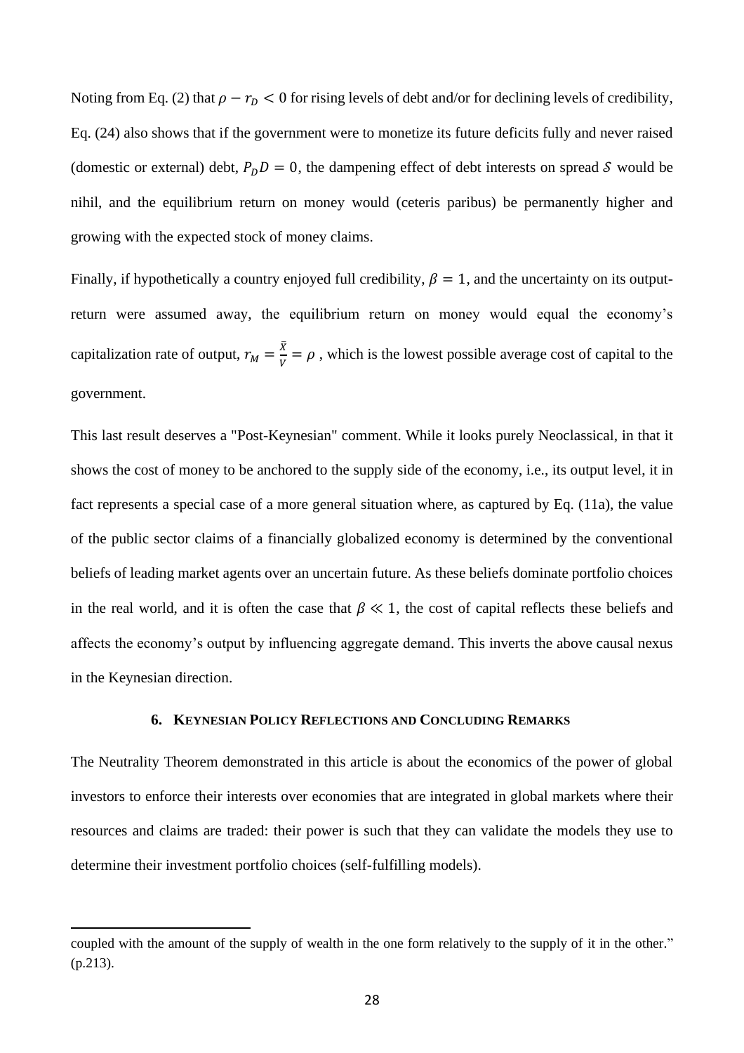Noting from Eq. (2) that $\rho - r_D < 0$ for rising levels of debt and/or for declining levels of credibility, Eq. (24) also shows that if the government were to monetize its future deficits fully and never raised (domestic or external) debt, $P_D D = 0$, the dampening effect of debt interests on spread $\mathcal{S}$ would be nihil, and the equilibrium return on money would (ceteris paribus) be permanently higher and growing with the expected stock of money claims.

Finally, if hypothetically a country enjoyed full credibility, $\beta = 1$, and the uncertainty on its output-return were assumed away, the equilibrium return on money would equal the economy's capitalization rate of output, $r_M = \frac{\bar{X}}{V} = \rho$ , which is the lowest possible average cost of capital to the government.

This last result deserves a "Post-Keynesian" comment. While it looks purely Neoclassical, in that it shows the cost of money to be anchored to the supply side of the economy, i.e., its output level, it in fact represents a special case of a more general situation where, as captured by Eq. (11a), the value of the public sector claims of a financially globalized economy is determined by the conventional beliefs of leading market agents over an uncertain future. As these beliefs dominate portfolio choices in the real world, and it is often the case that $\beta \ll 1$, the cost of capital reflects these beliefs and affects the economy's output by influencing aggregate demand. This inverts the above causal nexus in the Keynesian direction.

## 6. Keynesian Policy Reflections and Concluding Remarks

The Neutrality Theorem demonstrated in this article is about the economics of the power of global investors to enforce their interests over economies that are integrated in global markets where their resources and claims are traded: their power is such that they can validate the models they use to determine their investment portfolio choices (self-fulfilling models).

---

coupled with the amount of the supply of wealth in the one form relatively to the supply of it in the other." (p.213).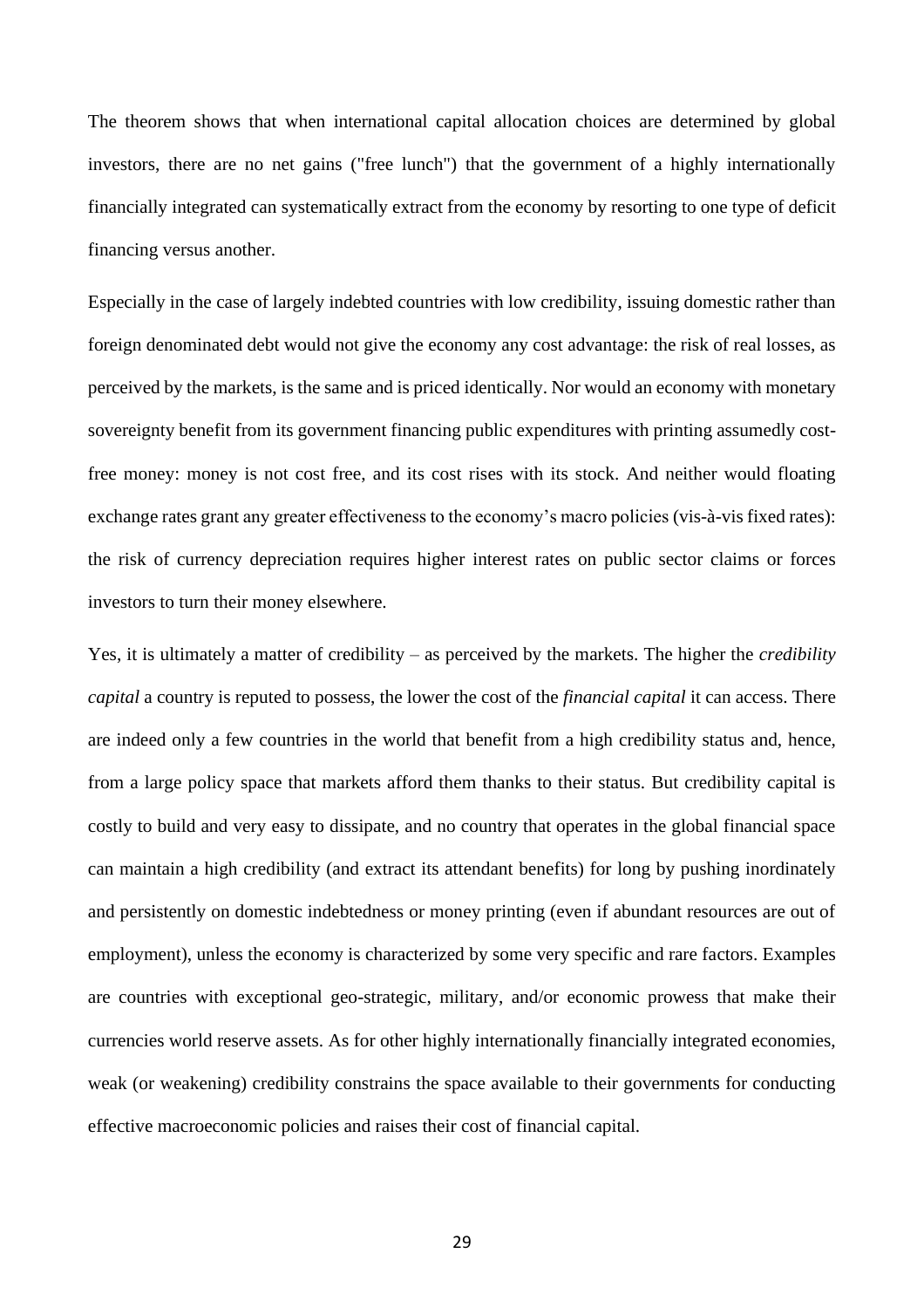The theorem shows that when international capital allocation choices are determined by global investors, there are no net gains ("free lunch") that the government of a highly internationally financially integrated can systematically extract from the economy by resorting to one type of deficit financing versus another.

Especially in the case of largely indebted countries with low credibility, issuing domestic rather than foreign denominated debt would not give the economy any cost advantage: the risk of real losses, as perceived by the markets, is the same and is priced identically. Nor would an economy with monetary sovereignty benefit from its government financing public expenditures with printing assumedly cost-free money: money is not cost free, and its cost rises with its stock. And neither would floating exchange rates grant any greater effectiveness to the economy's macro policies (vis-à-vis fixed rates): the risk of currency depreciation requires higher interest rates on public sector claims or forces investors to turn their money elsewhere.

Yes, it is ultimately a matter of credibility – as perceived by the markets. The higher the *credibility capital* a country is reputed to possess, the lower the cost of the *financial capital* it can access. There are indeed only a few countries in the world that benefit from a high credibility status and, hence, from a large policy space that markets afford them thanks to their status. But credibility capital is costly to build and very easy to dissipate, and no country that operates in the global financial space can maintain a high credibility (and extract its attendant benefits) for long by pushing inordinately and persistently on domestic indebtedness or money printing (even if abundant resources are out of employment), unless the economy is characterized by some very specific and rare factors. Examples are countries with exceptional geo-strategic, military, and/or economic prowess that make their currencies world reserve assets. As for other highly internationally financially integrated economies, weak (or weakening) credibility constrains the space available to their governments for conducting effective macroeconomic policies and raises their cost of financial capital.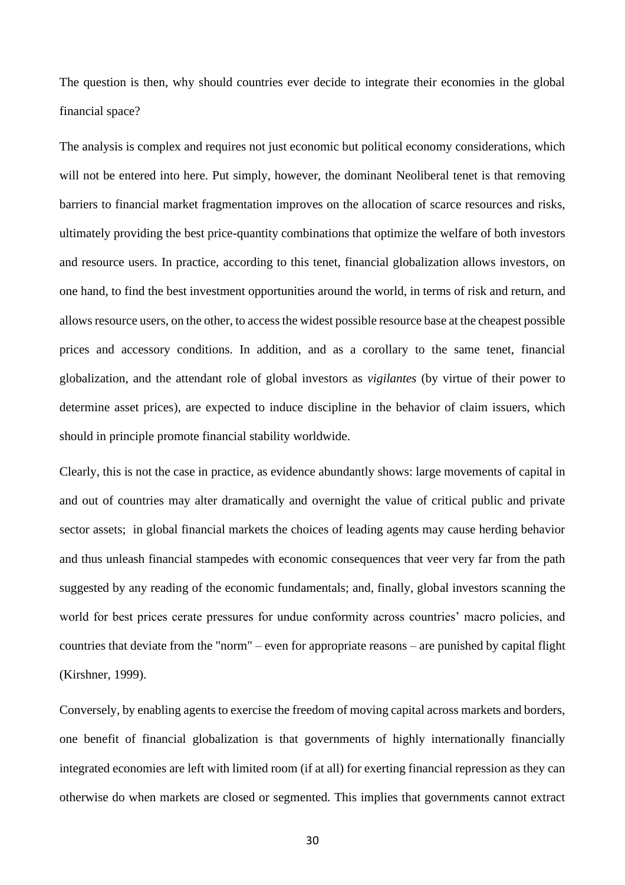The question is then, why should countries ever decide to integrate their economies in the global financial space?

The analysis is complex and requires not just economic but political economy considerations, which will not be entered into here. Put simply, however, the dominant Neoliberal tenet is that removing barriers to financial market fragmentation improves on the allocation of scarce resources and risks, ultimately providing the best price-quantity combinations that optimize the welfare of both investors and resource users. In practice, according to this tenet, financial globalization allows investors, on one hand, to find the best investment opportunities around the world, in terms of risk and return, and allows resource users, on the other, to access the widest possible resource base at the cheapest possible prices and accessory conditions. In addition, and as a corollary to the same tenet, financial globalization, and the attendant role of global investors as *vigilantes* (by virtue of their power to determine asset prices), are expected to induce discipline in the behavior of claim issuers, which should in principle promote financial stability worldwide.

Clearly, this is not the case in practice, as evidence abundantly shows: large movements of capital in and out of countries may alter dramatically and overnight the value of critical public and private sector assets; in global financial markets the choices of leading agents may cause herding behavior and thus unleash financial stampedes with economic consequences that veer very far from the path suggested by any reading of the economic fundamentals; and, finally, global investors scanning the world for best prices cerate pressures for undue conformity across countries' macro policies, and countries that deviate from the "norm" – even for appropriate reasons – are punished by capital flight (Kirshner, 1999).

Conversely, by enabling agents to exercise the freedom of moving capital across markets and borders, one benefit of financial globalization is that governments of highly internationally financially integrated economies are left with limited room (if at all) for exerting financial repression as they can otherwise do when markets are closed or segmented. This implies that governments cannot extract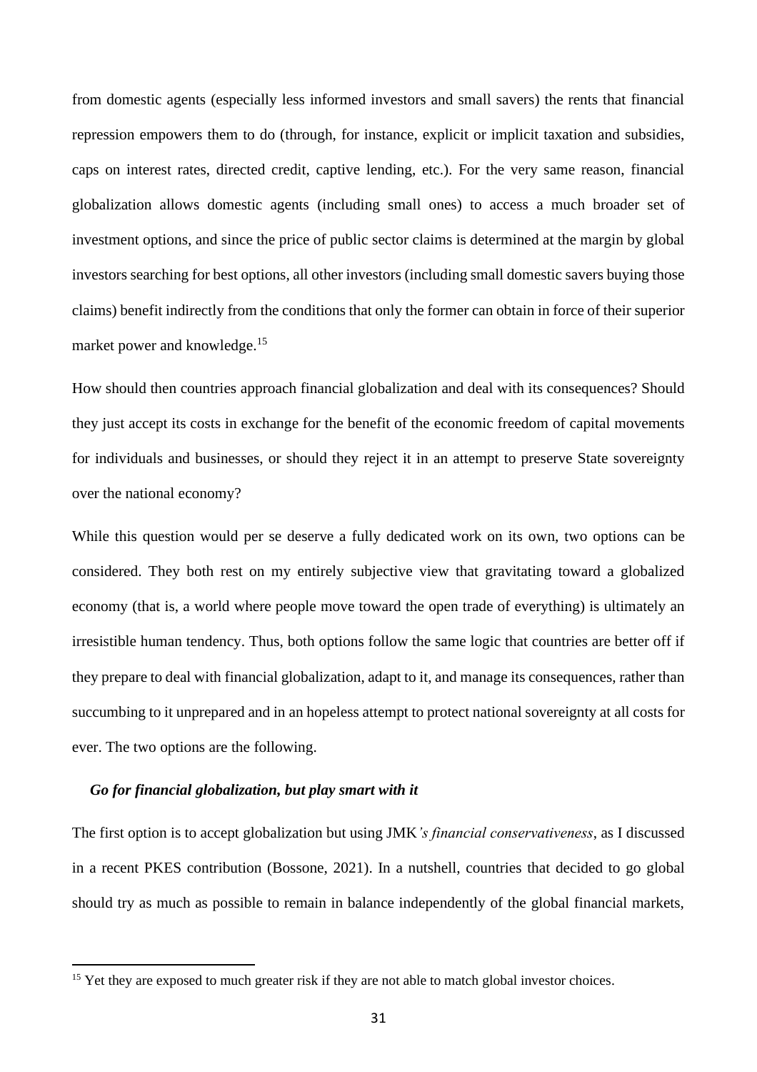from domestic agents (especially less informed investors and small savers) the rents that financial repression empowers them to do (through, for instance, explicit or implicit taxation and subsidies, caps on interest rates, directed credit, captive lending, etc.). For the very same reason, financial globalization allows domestic agents (including small ones) to access a much broader set of investment options, and since the price of public sector claims is determined at the margin by global investors searching for best options, all other investors (including small domestic savers buying those claims) benefit indirectly from the conditions that only the former can obtain in force of their superior market power and knowledge.[15]

How should then countries approach financial globalization and deal with its consequences? Should they just accept its costs in exchange for the benefit of the economic freedom of capital movements for individuals and businesses, or should they reject it in an attempt to preserve State sovereignty over the national economy?

While this question would per se deserve a fully dedicated work on its own, two options can be considered. They both rest on my entirely subjective view that gravitating toward a globalized economy (that is, a world where people move toward the open trade of everything) is ultimately an irresistible human tendency. Thus, both options follow the same logic that countries are better off if they prepare to deal with financial globalization, adapt to it, and manage its consequences, rather than succumbing to it unprepared and in an hopeless attempt to protect national sovereignty at all costs for ever. The two options are the following.

***Go for financial globalization, but play smart with it***

The first option is to accept globalization but using JMK*'s financial conservativeness*, as I discussed in a recent PKES contribution (Bossone, 2021). In a nutshell, countries that decided to go global should try as much as possible to remain in balance independently of the global financial markets,

[15] Yet they are exposed to much greater risk if they are not able to match global investor choices.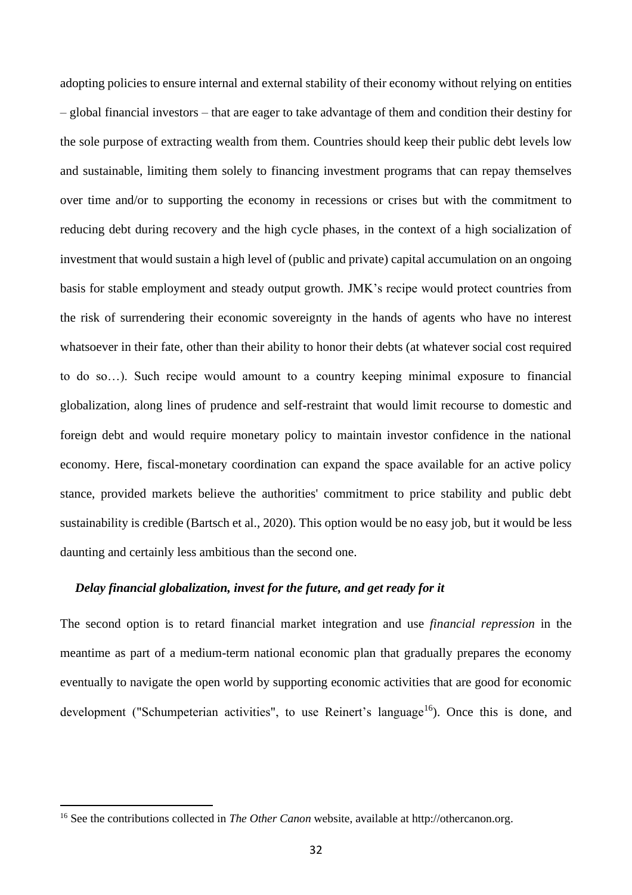adopting policies to ensure internal and external stability of their economy without relying on entities – global financial investors – that are eager to take advantage of them and condition their destiny for the sole purpose of extracting wealth from them. Countries should keep their public debt levels low and sustainable, limiting them solely to financing investment programs that can repay themselves over time and/or to supporting the economy in recessions or crises but with the commitment to reducing debt during recovery and the high cycle phases, in the context of a high socialization of investment that would sustain a high level of (public and private) capital accumulation on an ongoing basis for stable employment and steady output growth. JMK's recipe would protect countries from the risk of surrendering their economic sovereignty in the hands of agents who have no interest whatsoever in their fate, other than their ability to honor their debts (at whatever social cost required to do so…). Such recipe would amount to a country keeping minimal exposure to financial globalization, along lines of prudence and self-restraint that would limit recourse to domestic and foreign debt and would require monetary policy to maintain investor confidence in the national economy. Here, fiscal-monetary coordination can expand the space available for an active policy stance, provided markets believe the authorities' commitment to price stability and public debt sustainability is credible (Bartsch et al., 2020). This option would be no easy job, but it would be less daunting and certainly less ambitious than the second one.

***Delay financial globalization, invest for the future, and get ready for it***

The second option is to retard financial market integration and use *financial repression* in the meantime as part of a medium-term national economic plan that gradually prepares the economy eventually to navigate the open world by supporting economic activities that are good for economic development ("Schumpeterian activities", to use Reinert's language[16]). Once this is done, and

[16] See the contributions collected in *The Other Canon* website, available at http://othercanon.org.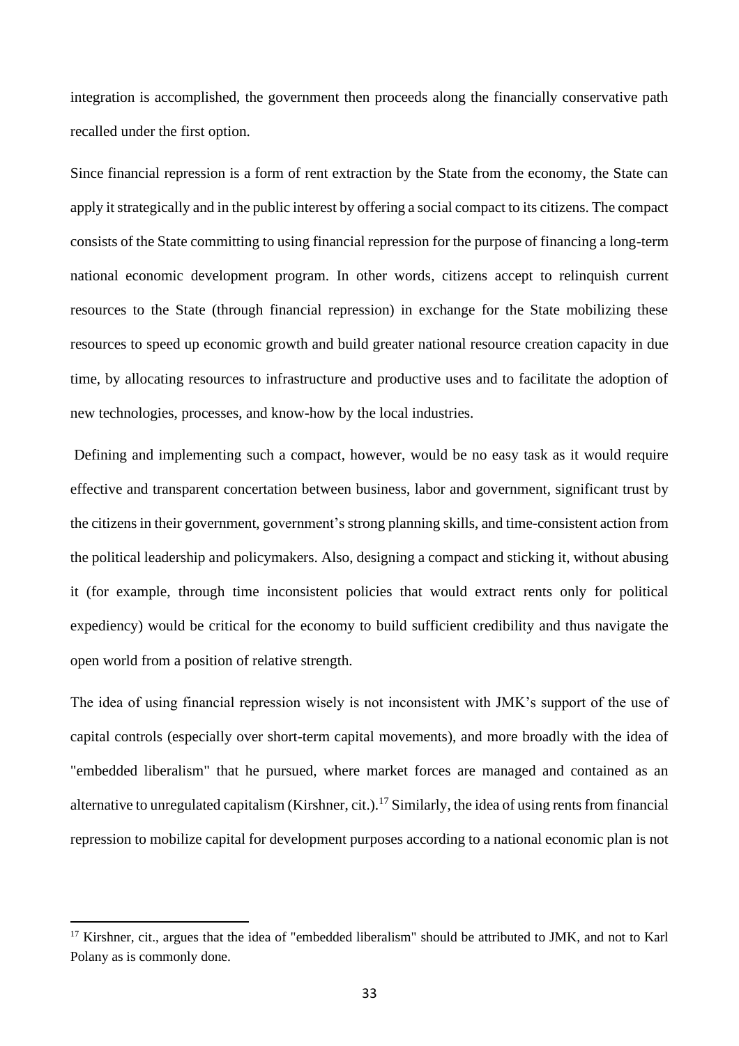integration is accomplished, the government then proceeds along the financially conservative path recalled under the first option.

Since financial repression is a form of rent extraction by the State from the economy, the State can apply it strategically and in the public interest by offering a social compact to its citizens. The compact consists of the State committing to using financial repression for the purpose of financing a long-term national economic development program. In other words, citizens accept to relinquish current resources to the State (through financial repression) in exchange for the State mobilizing these resources to speed up economic growth and build greater national resource creation capacity in due time, by allocating resources to infrastructure and productive uses and to facilitate the adoption of new technologies, processes, and know-how by the local industries.

Defining and implementing such a compact, however, would be no easy task as it would require effective and transparent concertation between business, labor and government, significant trust by the citizens in their government, government's strong planning skills, and time-consistent action from the political leadership and policymakers. Also, designing a compact and sticking it, without abusing it (for example, through time inconsistent policies that would extract rents only for political expediency) would be critical for the economy to build sufficient credibility and thus navigate the open world from a position of relative strength.

The idea of using financial repression wisely is not inconsistent with JMK's support of the use of capital controls (especially over short-term capital movements), and more broadly with the idea of "embedded liberalism" that he pursued, where market forces are managed and contained as an alternative to unregulated capitalism (Kirshner, cit.).[17] Similarly, the idea of using rents from financial repression to mobilize capital for development purposes according to a national economic plan is not

---

[17] Kirshner, cit., argues that the idea of "embedded liberalism" should be attributed to JMK, and not to Karl Polany as is commonly done.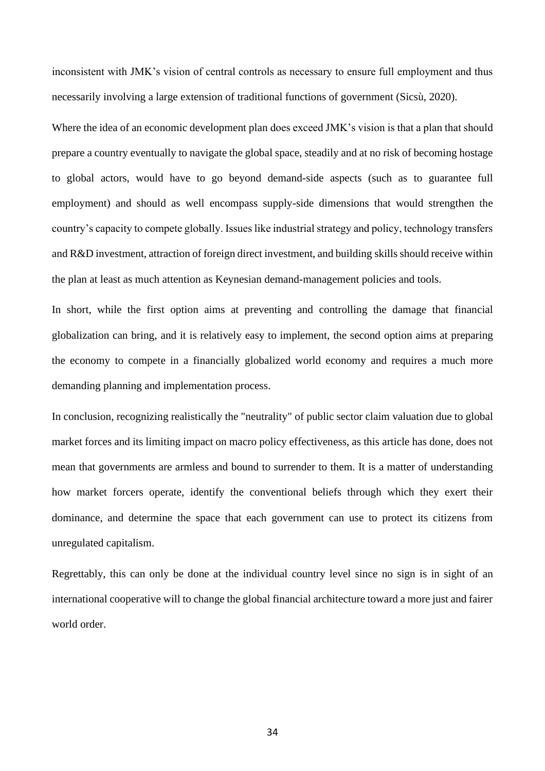inconsistent with JMK's vision of central controls as necessary to ensure full employment and thus necessarily involving a large extension of traditional functions of government (Sicsù, 2020).

Where the idea of an economic development plan does exceed JMK's vision is that a plan that should prepare a country eventually to navigate the global space, steadily and at no risk of becoming hostage to global actors, would have to go beyond demand-side aspects (such as to guarantee full employment) and should as well encompass supply-side dimensions that would strengthen the country's capacity to compete globally. Issues like industrial strategy and policy, technology transfers and R&D investment, attraction of foreign direct investment, and building skills should receive within the plan at least as much attention as Keynesian demand-management policies and tools.

In short, while the first option aims at preventing and controlling the damage that financial globalization can bring, and it is relatively easy to implement, the second option aims at preparing the economy to compete in a financially globalized world economy and requires a much more demanding planning and implementation process.

In conclusion, recognizing realistically the "neutrality" of public sector claim valuation due to global market forces and its limiting impact on macro policy effectiveness, as this article has done, does not mean that governments are armless and bound to surrender to them. It is a matter of understanding how market forcers operate, identify the conventional beliefs through which they exert their dominance, and determine the space that each government can use to protect its citizens from unregulated capitalism.

Regrettably, this can only be done at the individual country level since no sign is in sight of an international cooperative will to change the global financial architecture toward a more just and fairer world order.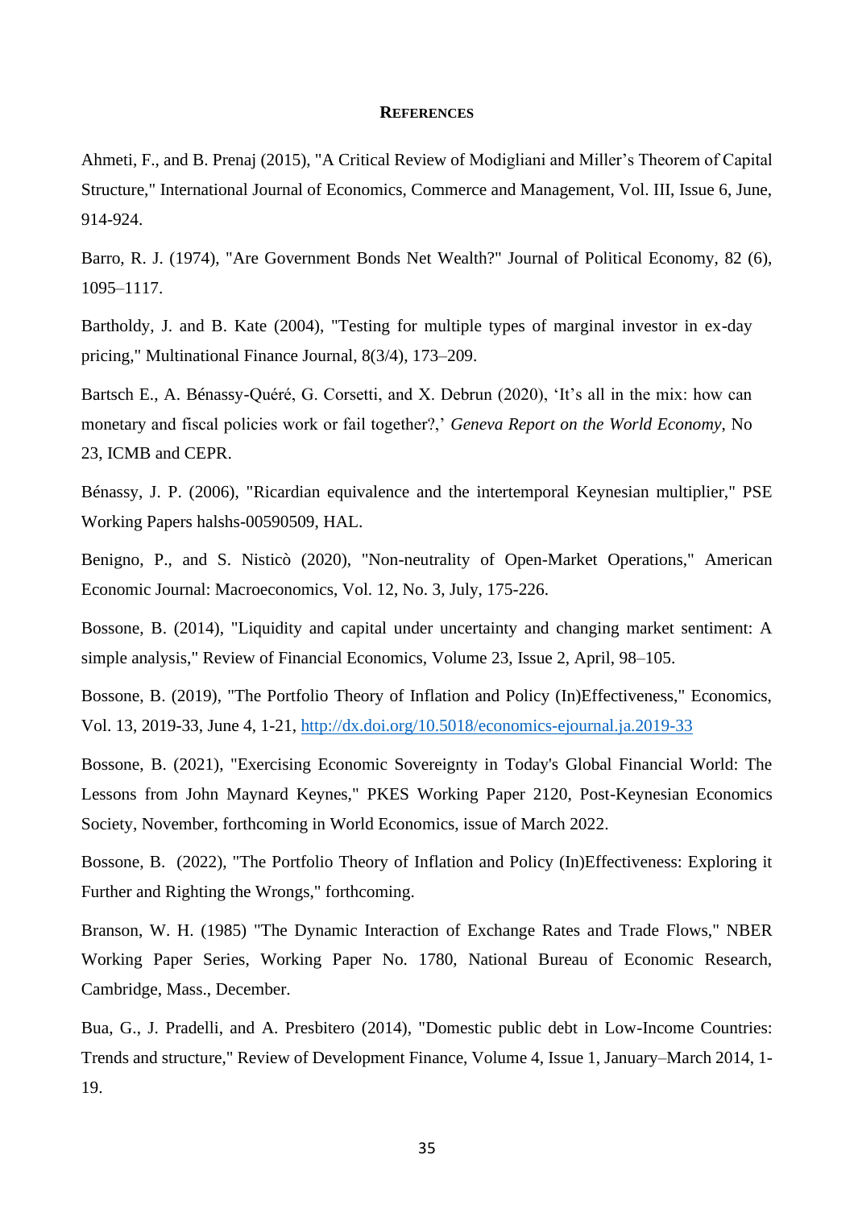## References

Ahmeti, F., and B. Prenaj (2015), "A Critical Review of Modigliani and Miller's Theorem of Capital Structure," International Journal of Economics, Commerce and Management, Vol. III, Issue 6, June, 914-924.

Barro, R. J. (1974), "Are Government Bonds Net Wealth?" Journal of Political Economy, 82 (6), 1095–1117.

Bartholdy, J. and B. Kate (2004), "Testing for multiple types of marginal investor in ex-day pricing," Multinational Finance Journal, 8(3/4), 173–209.

Bartsch E., A. Bénassy-Quéré, G. Corsetti, and X. Debrun (2020), 'It's all in the mix: how can monetary and fiscal policies work or fail together?,' *Geneva Report on the World Economy*, No 23, ICMB and CEPR.

Bénassy, J. P. (2006), "Ricardian equivalence and the intertemporal Keynesian multiplier," PSE Working Papers halshs-00590509, HAL.

Benigno, P., and S. Nisticò (2020), "Non-neutrality of Open-Market Operations," American Economic Journal: Macroeconomics, Vol. 12, No. 3, July, 175-226.

Bossone, B. (2014), "Liquidity and capital under uncertainty and changing market sentiment: A simple analysis," Review of Financial Economics, Volume 23, Issue 2, April, 98–105.

Bossone, B. (2019), "The Portfolio Theory of Inflation and Policy (In)Effectiveness," Economics, Vol. 13, 2019-33, June 4, 1-21, http://dx.doi.org/10.5018/economics-ejournal.ja.2019-33

Bossone, B. (2021), "Exercising Economic Sovereignty in Today's Global Financial World: The Lessons from John Maynard Keynes," PKES Working Paper 2120, Post-Keynesian Economics Society, November, forthcoming in World Economics, issue of March 2022.

Bossone, B. (2022), "The Portfolio Theory of Inflation and Policy (In)Effectiveness: Exploring it Further and Righting the Wrongs," forthcoming.

Branson, W. H. (1985) "The Dynamic Interaction of Exchange Rates and Trade Flows," NBER Working Paper Series, Working Paper No. 1780, National Bureau of Economic Research, Cambridge, Mass., December.

Bua, G., J. Pradelli, and A. Presbitero (2014), "Domestic public debt in Low-Income Countries: Trends and structure," Review of Development Finance, Volume 4, Issue 1, January–March 2014, 1-19.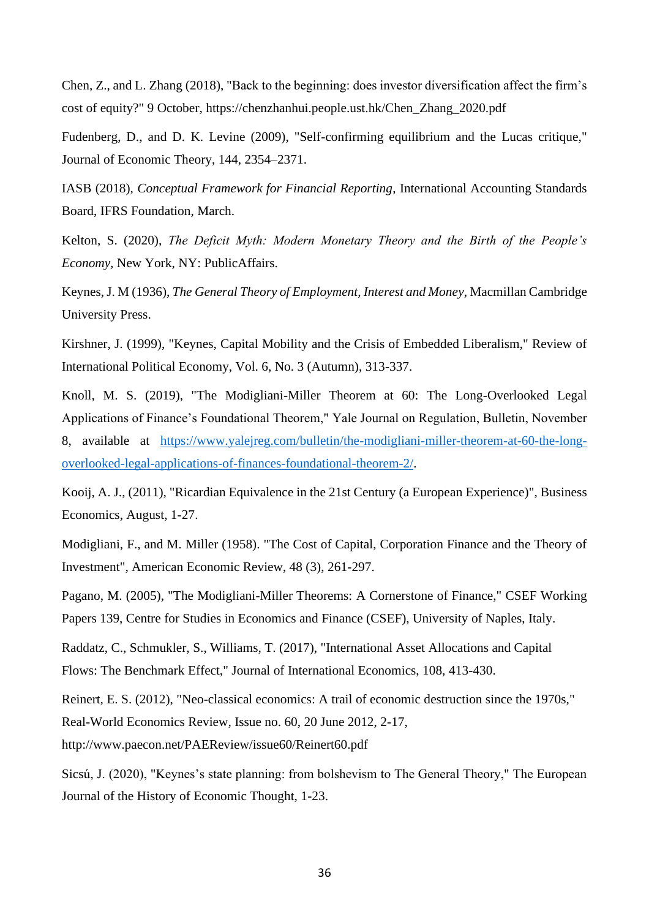Chen, Z., and L. Zhang (2018), "Back to the beginning: does investor diversification affect the firm's cost of equity?" 9 October, https://chenzhanhui.people.ust.hk/Chen_Zhang_2020.pdf

Fudenberg, D., and D. K. Levine (2009), "Self-confirming equilibrium and the Lucas critique," Journal of Economic Theory, 144, 2354–2371.

IASB (2018), *Conceptual Framework for Financial Reporting*, International Accounting Standards Board, IFRS Foundation, March.

Kelton, S. (2020), *The Deficit Myth: Modern Monetary Theory and the Birth of the People's Economy*, New York, NY: PublicAffairs.

Keynes, J. M (1936), *The General Theory of Employment, Interest and Money*, Macmillan Cambridge University Press.

Kirshner, J. (1999), "Keynes, Capital Mobility and the Crisis of Embedded Liberalism," Review of International Political Economy, Vol. 6, No. 3 (Autumn), 313-337.

Knoll, M. S. (2019), "The Modigliani-Miller Theorem at 60: The Long-Overlooked Legal Applications of Finance's Foundational Theorem," Yale Journal on Regulation, Bulletin, November 8, available at [https://www.yalejreg.com/bulletin/the-modigliani-miller-theorem-at-60-the-long-overlooked-legal-applications-of-finances-foundational-theorem-2/](https://www.yalejreg.com/bulletin/the-modigliani-miller-theorem-at-60-the-long-overlooked-legal-applications-of-finances-foundational-theorem-2/).

Kooij, A. J., (2011), "Ricardian Equivalence in the 21st Century (a European Experience)", Business Economics, August, 1-27.

Modigliani, F., and M. Miller (1958). "The Cost of Capital, Corporation Finance and the Theory of Investment", American Economic Review, 48 (3), 261-297.

Pagano, M. (2005), "The Modigliani-Miller Theorems: A Cornerstone of Finance," CSEF Working Papers 139, Centre for Studies in Economics and Finance (CSEF), University of Naples, Italy.

Raddatz, C., Schmukler, S., Williams, T. (2017), "International Asset Allocations and Capital Flows: The Benchmark Effect," Journal of International Economics, 108, 413-430.

Reinert, E. S. (2012), "Neo-classical economics: A trail of economic destruction since the 1970s," Real-World Economics Review, Issue no. 60, 20 June 2012, 2-17, http://www.paecon.net/PAEReview/issue60/Reinert60.pdf

Sicsú, J. (2020), "Keynes's state planning: from bolshevism to The General Theory," The European Journal of the History of Economic Thought, 1-23.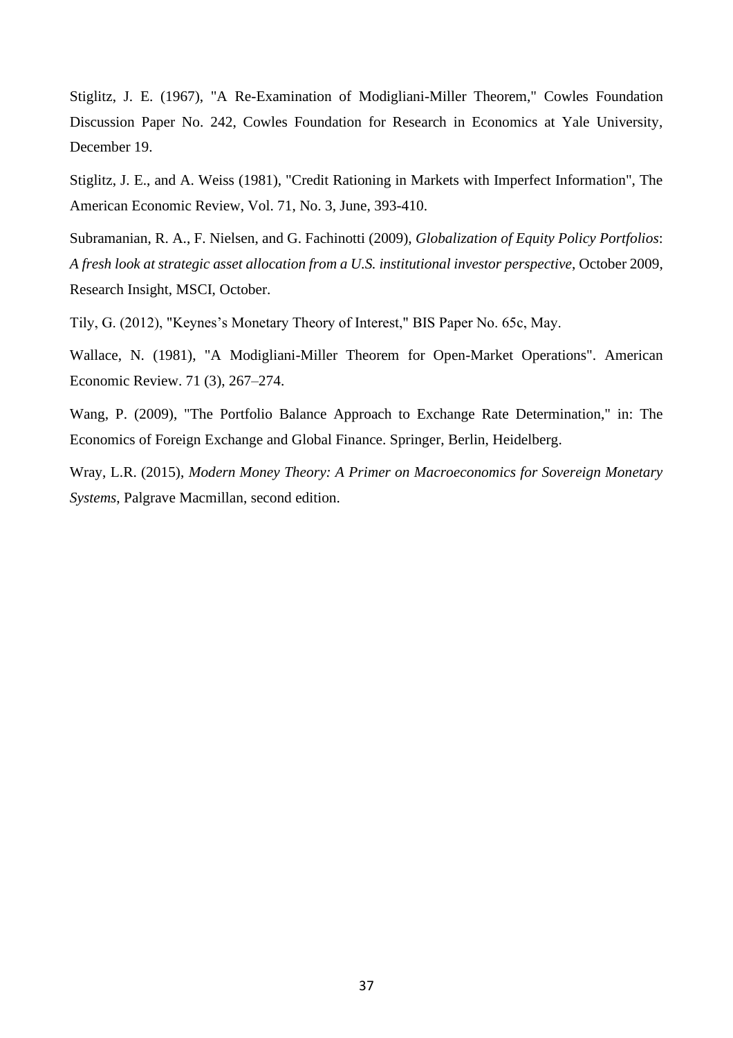Stiglitz, J. E. (1967), "A Re-Examination of Modigliani-Miller Theorem," Cowles Foundation Discussion Paper No. 242, Cowles Foundation for Research in Economics at Yale University, December 19.

Stiglitz, J. E., and A. Weiss (1981), "Credit Rationing in Markets with Imperfect Information", The American Economic Review, Vol. 71, No. 3, June, 393-410.

Subramanian, R. A., F. Nielsen, and G. Fachinotti (2009), *Globalization of Equity Policy Portfolios*: *A fresh look at strategic asset allocation from a U.S. institutional investor perspective*, October 2009, Research Insight, MSCI, October.

Tily, G. (2012), "Keynes's Monetary Theory of Interest," BIS Paper No. 65c, May.

Wallace, N. (1981), "A Modigliani-Miller Theorem for Open-Market Operations". American Economic Review. 71 (3), 267–274.

Wang, P. (2009), "The Portfolio Balance Approach to Exchange Rate Determination," in: The Economics of Foreign Exchange and Global Finance. Springer, Berlin, Heidelberg.

Wray, L.R. (2015), *Modern Money Theory: A Primer on Macroeconomics for Sovereign Monetary Systems*, Palgrave Macmillan, second edition.